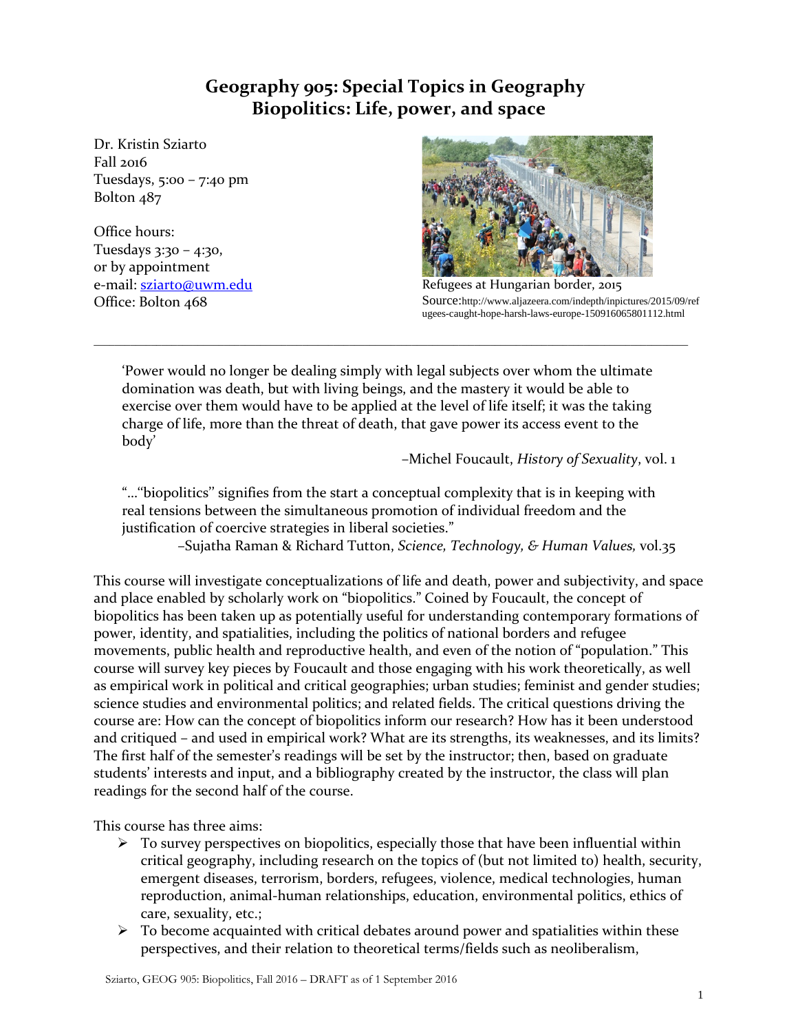# Geography 905: Special Topics in Geography
## Biopolitics: Life, power, and space

Dr. Kristin Sziarto
Fall 2016
Tuesdays, 5:00 – 7:40 pm
Bolton 487

Office hours:
Tuesdays 3:30 – 4:30,
or by appointment
e-mail: sziarto@uwm.edu
Office: Bolton 468

Refugees at Hungarian border, 2015
Source:http://www.aljazeera.com/indepth/inpictures/2015/09/refugees-caught-hope-harsh-laws-europe-150916065801112.html

---

> 'Power would no longer be dealing simply with legal subjects over whom the ultimate domination was death, but with living beings, and the mastery it would be able to exercise over them would have to be applied at the level of life itself; it was the taking charge of life, more than the threat of death, that gave power its access event to the body'
>
> –Michel Foucault, *History of Sexuality*, vol. 1

> "…"biopolitics" signifies from the start a conceptual complexity that is in keeping with real tensions between the simultaneous promotion of individual freedom and the justification of coercive strategies in liberal societies."
>
> –Sujatha Raman & Richard Tutton, *Science, Technology, & Human Values,* vol.35

This course will investigate conceptualizations of life and death, power and subjectivity, and space and place enabled by scholarly work on "biopolitics." Coined by Foucault, the concept of biopolitics has been taken up as potentially useful for understanding contemporary formations of power, identity, and spatialities, including the politics of national borders and refugee movements, public health and reproductive health, and even of the notion of "population." This course will survey key pieces by Foucault and those engaging with his work theoretically, as well as empirical work in political and critical geographies; urban studies; feminist and gender studies; science studies and environmental politics; and related fields. The critical questions driving the course are: How can the concept of biopolitics inform our research? How has it been understood and critiqued – and used in empirical work? What are its strengths, its weaknesses, and its limits? The first half of the semester's readings will be set by the instructor; then, based on graduate students' interests and input, and a bibliography created by the instructor, the class will plan readings for the second half of the course.

This course has three aims:

- To survey perspectives on biopolitics, especially those that have been influential within critical geography, including research on the topics of (but not limited to) health, security, emergent diseases, terrorism, borders, refugees, violence, medical technologies, human reproduction, animal-human relationships, education, environmental politics, ethics of care, sexuality, etc.;
- To become acquainted with critical debates around power and spatialities within these perspectives, and their relation to theoretical terms/fields such as neoliberalism,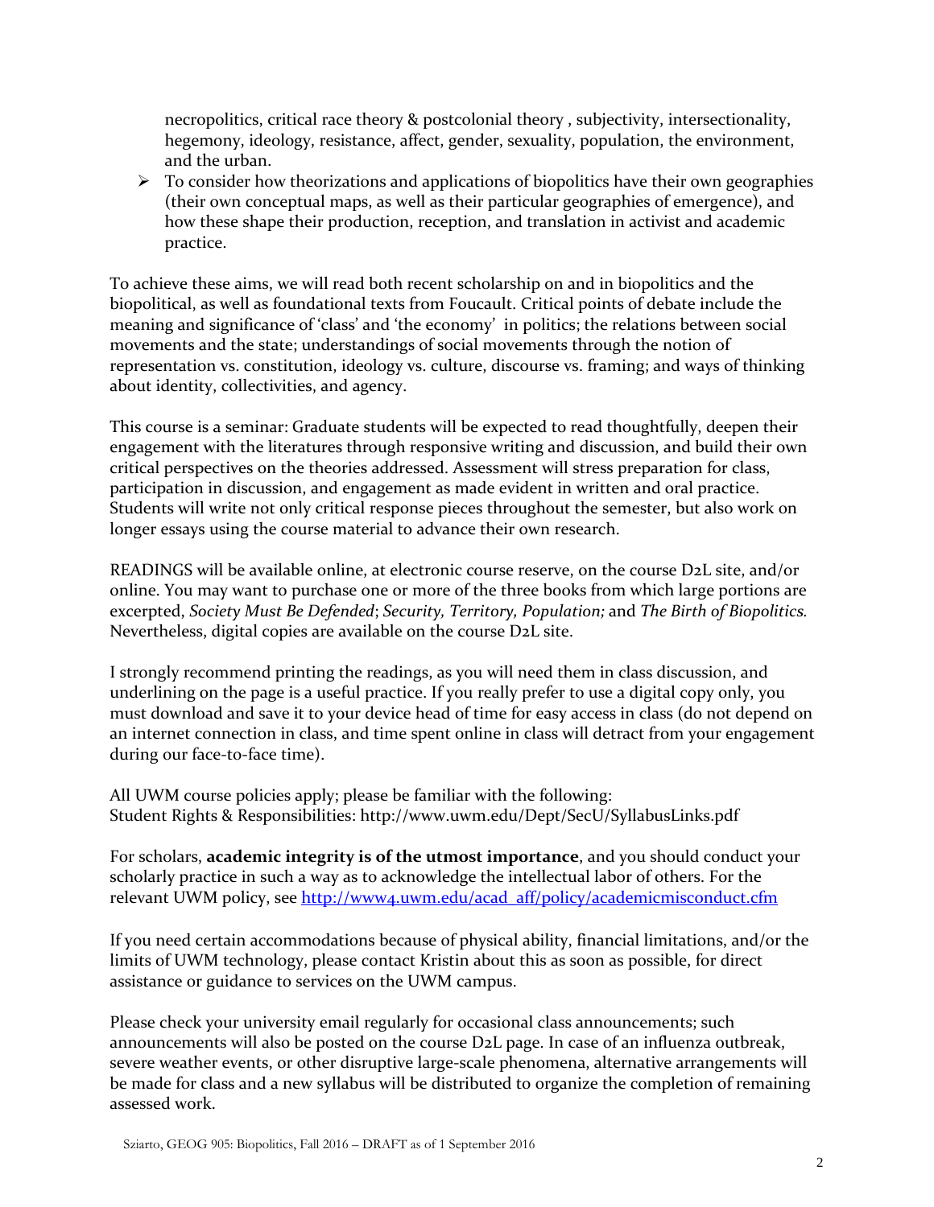necropolitics, critical race theory & postcolonial theory , subjectivity, intersectionality, hegemony, ideology, resistance, affect, gender, sexuality, population, the environment, and the urban.

- To consider how theorizations and applications of biopolitics have their own geographies (their own conceptual maps, as well as their particular geographies of emergence), and how these shape their production, reception, and translation in activist and academic practice.

To achieve these aims, we will read both recent scholarship on and in biopolitics and the biopolitical, as well as foundational texts from Foucault. Critical points of debate include the meaning and significance of 'class' and 'the economy' in politics; the relations between social movements and the state; understandings of social movements through the notion of representation vs. constitution, ideology vs. culture, discourse vs. framing; and ways of thinking about identity, collectivities, and agency.

This course is a seminar: Graduate students will be expected to read thoughtfully, deepen their engagement with the literatures through responsive writing and discussion, and build their own critical perspectives on the theories addressed. Assessment will stress preparation for class, participation in discussion, and engagement as made evident in written and oral practice. Students will write not only critical response pieces throughout the semester, but also work on longer essays using the course material to advance their own research.

READINGS will be available online, at electronic course reserve, on the course D2L site, and/or online. You may want to purchase one or more of the three books from which large portions are excerpted, *Society Must Be Defended*; *Security, Territory, Population;* and *The Birth of Biopolitics.* Nevertheless, digital copies are available on the course D2L site.

I strongly recommend printing the readings, as you will need them in class discussion, and underlining on the page is a useful practice. If you really prefer to use a digital copy only, you must download and save it to your device head of time for easy access in class (do not depend on an internet connection in class, and time spent online in class will detract from your engagement during our face-to-face time).

All UWM course policies apply; please be familiar with the following:
Student Rights & Responsibilities: http://www.uwm.edu/Dept/SecU/SyllabusLinks.pdf

For scholars, **academic integrity is of the utmost importance**, and you should conduct your scholarly practice in such a way as to acknowledge the intellectual labor of others. For the relevant UWM policy, see http://www4.uwm.edu/acad_aff/policy/academicmisconduct.cfm

If you need certain accommodations because of physical ability, financial limitations, and/or the limits of UWM technology, please contact Kristin about this as soon as possible, for direct assistance or guidance to services on the UWM campus.

Please check your university email regularly for occasional class announcements; such announcements will also be posted on the course D2L page. In case of an influenza outbreak, severe weather events, or other disruptive large-scale phenomena, alternative arrangements will be made for class and a new syllabus will be distributed to organize the completion of remaining assessed work.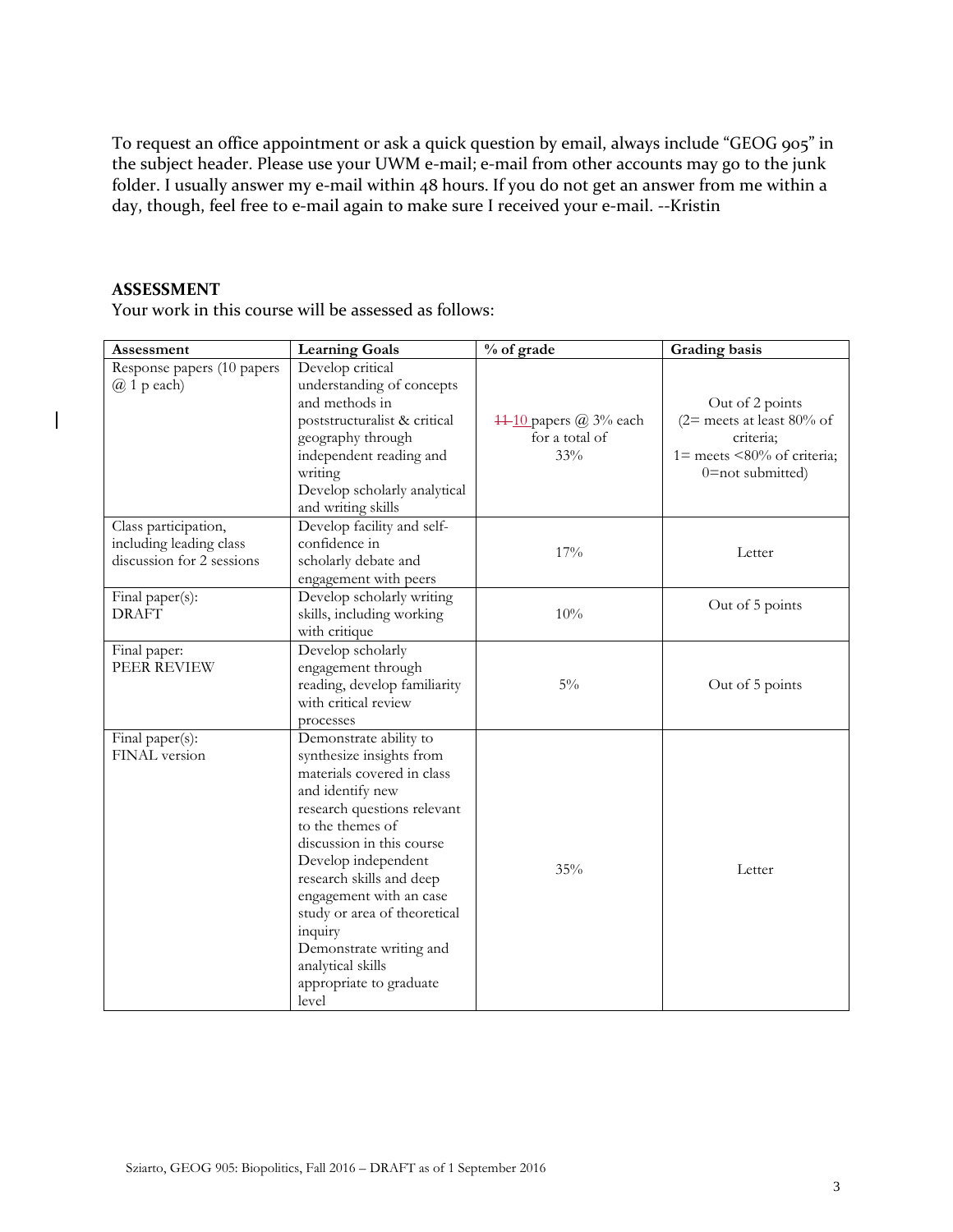To request an office appointment or ask a quick question by email, always include "GEOG 905" in the subject header. Please use your UWM e-mail; e-mail from other accounts may go to the junk folder. I usually answer my e-mail within 48 hours. If you do not get an answer from me within a day, though, feel free to e-mail again to make sure I received your e-mail. --Kristin

**ASSESSMENT**

Your work in this course will be assessed as follows:

| Assessment | Learning Goals | % of grade | Grading basis |
|---|---|---|---|
| Response papers (10 papers @ 1 p each) | Develop critical understanding of concepts and methods in poststructuralist & critical geography through independent reading and writing<br>Develop scholarly analytical and writing skills | ~~11~~ 10 papers @ 3% each for a total of 33% | Out of 2 points (2= meets at least 80% of criteria; 1= meets <80% of criteria; 0=not submitted) |
| Class participation, including leading class discussion for 2 sessions | Develop facility and self-confidence in scholarly debate and engagement with peers | 17% | Letter |
| Final paper(s): DRAFT | Develop scholarly writing skills, including working with critique | 10% | Out of 5 points |
| Final paper: PEER REVIEW | Develop scholarly engagement through reading, develop familiarity with critical review processes | 5% | Out of 5 points |
| Final paper(s): FINAL version | Demonstrate ability to synthesize insights from materials covered in class and identify new research questions relevant to the themes of discussion in this course<br>Develop independent research skills and deep engagement with an case study or area of theoretical inquiry<br>Demonstrate writing and analytical skills appropriate to graduate level | 35% | Letter |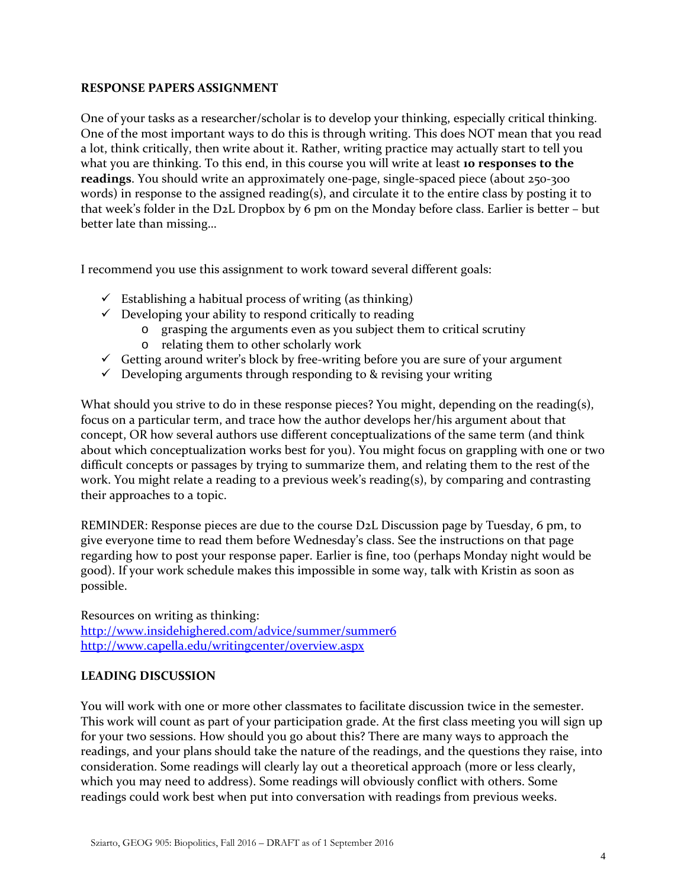## RESPONSE PAPERS ASSIGNMENT

One of your tasks as a researcher/scholar is to develop your thinking, especially critical thinking. One of the most important ways to do this is through writing. This does NOT mean that you read a lot, think critically, then write about it. Rather, writing practice may actually start to tell you what you are thinking. To this end, in this course you will write at least **10 responses to the readings**. You should write an approximately one-page, single-spaced piece (about 250-300 words) in response to the assigned reading(s), and circulate it to the entire class by posting it to that week's folder in the D2L Dropbox by 6 pm on the Monday before class. Earlier is better – but better late than missing…

I recommend you use this assignment to work toward several different goals:

- ✓ Establishing a habitual process of writing (as thinking)
- ✓ Developing your ability to respond critically to reading
  - o grasping the arguments even as you subject them to critical scrutiny
  - o relating them to other scholarly work
- ✓ Getting around writer's block by free-writing before you are sure of your argument
- ✓ Developing arguments through responding to & revising your writing

What should you strive to do in these response pieces? You might, depending on the reading(s), focus on a particular term, and trace how the author develops her/his argument about that concept, OR how several authors use different conceptualizations of the same term (and think about which conceptualization works best for you). You might focus on grappling with one or two difficult concepts or passages by trying to summarize them, and relating them to the rest of the work. You might relate a reading to a previous week's reading(s), by comparing and contrasting their approaches to a topic.

REMINDER: Response pieces are due to the course D2L Discussion page by Tuesday, 6 pm, to give everyone time to read them before Wednesday's class. See the instructions on that page regarding how to post your response paper. Earlier is fine, too (perhaps Monday night would be good). If your work schedule makes this impossible in some way, talk with Kristin as soon as possible.

Resources on writing as thinking:
http://www.insidehighered.com/advice/summer/summer6
http://www.capella.edu/writingcenter/overview.aspx

## LEADING DISCUSSION

You will work with one or more other classmates to facilitate discussion twice in the semester. This work will count as part of your participation grade. At the first class meeting you will sign up for your two sessions. How should you go about this? There are many ways to approach the readings, and your plans should take the nature of the readings, and the questions they raise, into consideration. Some readings will clearly lay out a theoretical approach (more or less clearly, which you may need to address). Some readings will obviously conflict with others. Some readings could work best when put into conversation with readings from previous weeks.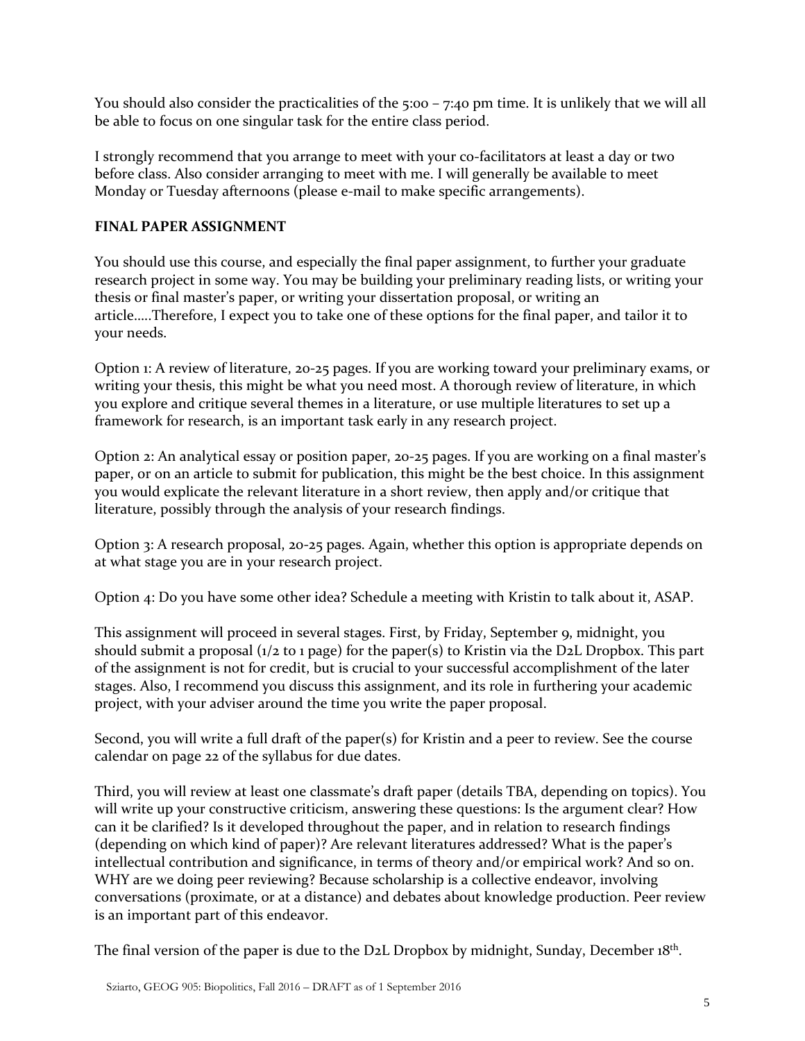You should also consider the practicalities of the 5:00 – 7:40 pm time. It is unlikely that we will all be able to focus on one singular task for the entire class period.

I strongly recommend that you arrange to meet with your co-facilitators at least a day or two before class. Also consider arranging to meet with me. I will generally be available to meet Monday or Tuesday afternoons (please e-mail to make specific arrangements).

**FINAL PAPER ASSIGNMENT**

You should use this course, and especially the final paper assignment, to further your graduate research project in some way. You may be building your preliminary reading lists, or writing your thesis or final master's paper, or writing your dissertation proposal, or writing an article.....Therefore, I expect you to take one of these options for the final paper, and tailor it to your needs.

Option 1: A review of literature, 20-25 pages. If you are working toward your preliminary exams, or writing your thesis, this might be what you need most. A thorough review of literature, in which you explore and critique several themes in a literature, or use multiple literatures to set up a framework for research, is an important task early in any research project.

Option 2: An analytical essay or position paper, 20-25 pages. If you are working on a final master's paper, or on an article to submit for publication, this might be the best choice. In this assignment you would explicate the relevant literature in a short review, then apply and/or critique that literature, possibly through the analysis of your research findings.

Option 3: A research proposal, 20-25 pages. Again, whether this option is appropriate depends on at what stage you are in your research project.

Option 4: Do you have some other idea? Schedule a meeting with Kristin to talk about it, ASAP.

This assignment will proceed in several stages. First, by Friday, September 9, midnight, you should submit a proposal (1/2 to 1 page) for the paper(s) to Kristin via the D2L Dropbox. This part of the assignment is not for credit, but is crucial to your successful accomplishment of the later stages. Also, I recommend you discuss this assignment, and its role in furthering your academic project, with your adviser around the time you write the paper proposal.

Second, you will write a full draft of the paper(s) for Kristin and a peer to review. See the course calendar on page 22 of the syllabus for due dates.

Third, you will review at least one classmate's draft paper (details TBA, depending on topics). You will write up your constructive criticism, answering these questions: Is the argument clear? How can it be clarified? Is it developed throughout the paper, and in relation to research findings (depending on which kind of paper)? Are relevant literatures addressed? What is the paper's intellectual contribution and significance, in terms of theory and/or empirical work? And so on. WHY are we doing peer reviewing? Because scholarship is a collective endeavor, involving conversations (proximate, or at a distance) and debates about knowledge production. Peer review is an important part of this endeavor.

The final version of the paper is due to the D2L Dropbox by midnight, Sunday, December 18th.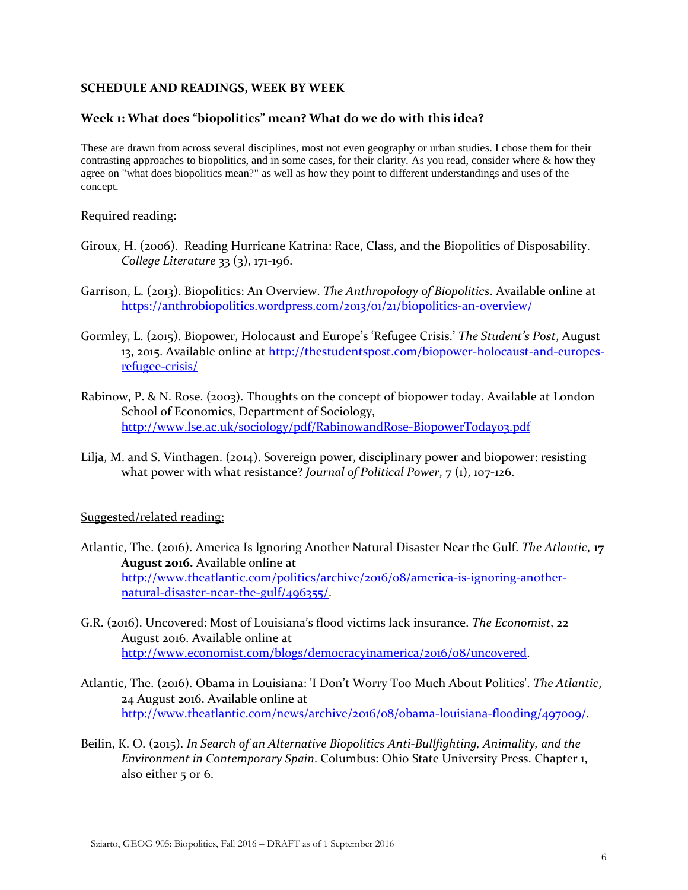## SCHEDULE AND READINGS, WEEK BY WEEK

### Week 1: What does "biopolitics" mean? What do we do with this idea?

These are drawn from across several disciplines, most not even geography or urban studies. I chose them for their contrasting approaches to biopolitics, and in some cases, for their clarity. As you read, consider where & how they agree on "what does biopolitics mean?" as well as how they point to different understandings and uses of the concept.

Required reading:

Giroux, H. (2006). Reading Hurricane Katrina: Race, Class, and the Biopolitics of Disposability. *College Literature* 33 (3), 171-196.

Garrison, L. (2013). Biopolitics: An Overview. *The Anthropology of Biopolitics*. Available online at https://anthrobiopolitics.wordpress.com/2013/01/21/biopolitics-an-overview/

Gormley, L. (2015). Biopower, Holocaust and Europe's 'Refugee Crisis.' *The Student's Post*, August 13, 2015. Available online at http://thestudentspost.com/biopower-holocaust-and-europes-refugee-crisis/

Rabinow, P. & N. Rose. (2003). Thoughts on the concept of biopower today. Available at London School of Economics, Department of Sociology, http://www.lse.ac.uk/sociology/pdf/RabinowandRose-BiopowerToday03.pdf

Lilja, M. and S. Vinthagen. (2014). Sovereign power, disciplinary power and biopower: resisting what power with what resistance? *Journal of Political Power*, 7 (1), 107-126.

Suggested/related reading:

Atlantic, The. (2016). America Is Ignoring Another Natural Disaster Near the Gulf. *The Atlantic*, **17 August 2016.** Available online at http://www.theatlantic.com/politics/archive/2016/08/america-is-ignoring-another-natural-disaster-near-the-gulf/496355/.

G.R. (2016). Uncovered: Most of Louisiana's flood victims lack insurance. *The Economist*, 22 August 2016. Available online at http://www.economist.com/blogs/democracyinamerica/2016/08/uncovered.

Atlantic, The. (2016). Obama in Louisiana: 'I Don't Worry Too Much About Politics'. *The Atlantic*, 24 August 2016. Available online at http://www.theatlantic.com/news/archive/2016/08/obama-louisiana-flooding/497009/.

Beilin, K. O. (2015). *In Search of an Alternative Biopolitics Anti-Bullfighting, Animality, and the Environment in Contemporary Spain*. Columbus: Ohio State University Press. Chapter 1, also either 5 or 6.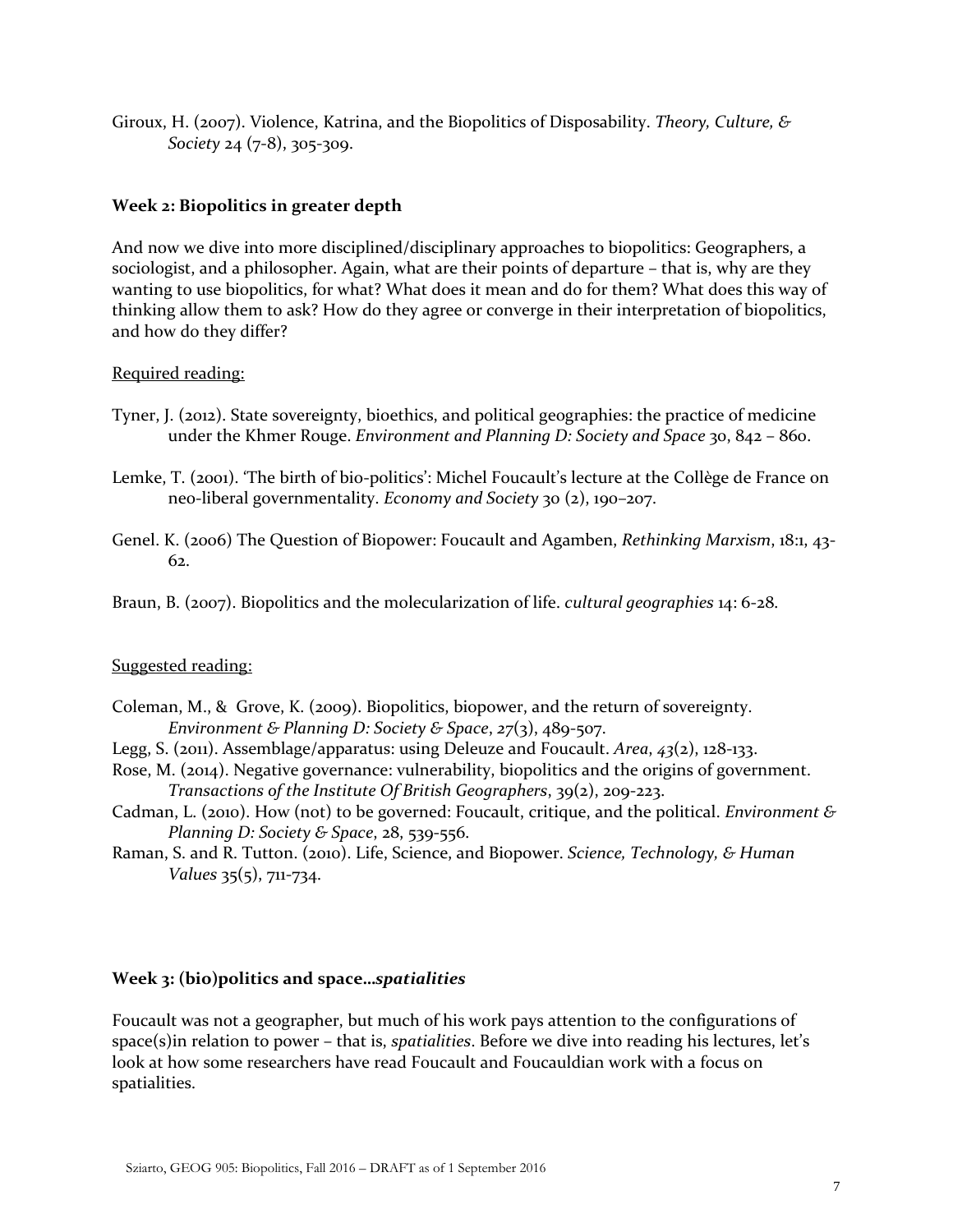Giroux, H. (2007). Violence, Katrina, and the Biopolitics of Disposability. *Theory, Culture, & Society* 24 (7-8), 305-309.

### Week 2: Biopolitics in greater depth

And now we dive into more disciplined/disciplinary approaches to biopolitics: Geographers, a sociologist, and a philosopher. Again, what are their points of departure – that is, why are they wanting to use biopolitics, for what? What does it mean and do for them? What does this way of thinking allow them to ask? How do they agree or converge in their interpretation of biopolitics, and how do they differ?

Required reading:

Tyner, J. (2012). State sovereignty, bioethics, and political geographies: the practice of medicine under the Khmer Rouge. *Environment and Planning D: Society and Space* 30, 842 – 860.

Lemke, T. (2001). 'The birth of bio-politics': Michel Foucault's lecture at the Collège de France on neo-liberal governmentality. *Economy and Society* 30 (2), 190–207.

Genel. K. (2006) The Question of Biopower: Foucault and Agamben, *Rethinking Marxism*, 18:1, 43-62.

Braun, B. (2007). Biopolitics and the molecularization of life. *cultural geographies* 14: 6-28.

Suggested reading:

Coleman, M., & Grove, K. (2009). Biopolitics, biopower, and the return of sovereignty. *Environment & Planning D: Society & Space*, *27*(3), 489-507.
Legg, S. (2011). Assemblage/apparatus: using Deleuze and Foucault. *Area*, *43*(2), 128-133.
Rose, M. (2014). Negative governance: vulnerability, biopolitics and the origins of government. *Transactions of the Institute Of British Geographers*, 39(2), 209-223.
Cadman, L. (2010). How (not) to be governed: Foucault, critique, and the political. *Environment & Planning D: Society & Space*, 28, 539-556.
Raman, S. and R. Tutton. (2010). Life, Science, and Biopower. *Science, Technology, & Human Values* 35(5), 711-734.

### Week 3: (bio)politics and space…*spatialities*

Foucault was not a geographer, but much of his work pays attention to the configurations of space(s)in relation to power – that is, *spatialities*. Before we dive into reading his lectures, let's look at how some researchers have read Foucault and Foucauldian work with a focus on spatialities.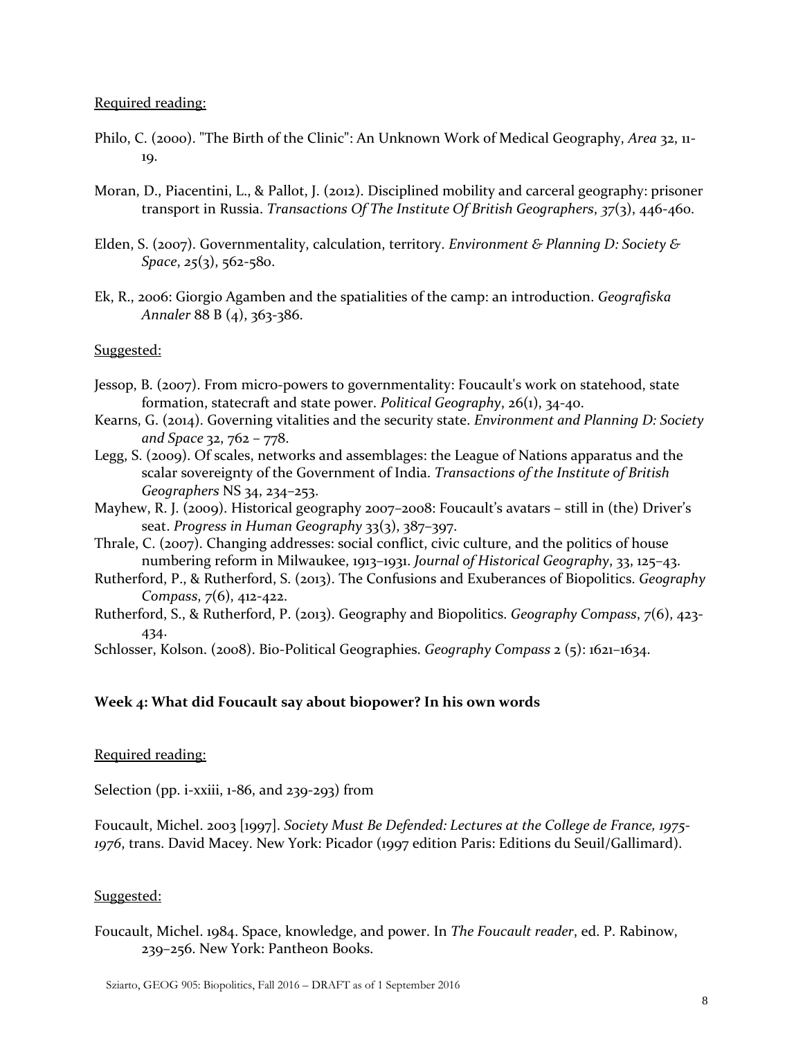Required reading:

Philo, C. (2000). "The Birth of the Clinic": An Unknown Work of Medical Geography, *Area* 32, 11-19.

Moran, D., Piacentini, L., & Pallot, J. (2012). Disciplined mobility and carceral geography: prisoner transport in Russia. *Transactions Of The Institute Of British Geographers*, *37*(3), 446-460.

Elden, S. (2007). Governmentality, calculation, territory. *Environment & Planning D: Society & Space*, *25*(3), 562-580.

Ek, R., 2006: Giorgio Agamben and the spatialities of the camp: an introduction. *Geografiska Annaler* 88 B (4), 363-386.

Suggested:

Jessop, B. (2007). From micro-powers to governmentality: Foucault's work on statehood, state formation, statecraft and state power. *Political Geography*, 26(1), 34-40.

Kearns, G. (2014). Governing vitalities and the security state. *Environment and Planning D: Society and Space* 32, 762 – 778.

Legg, S. (2009). Of scales, networks and assemblages: the League of Nations apparatus and the scalar sovereignty of the Government of India. *Transactions of the Institute of British Geographers* NS 34, 234–253.

Mayhew, R. J. (2009). Historical geography 2007–2008: Foucault's avatars – still in (the) Driver's seat. *Progress in Human Geography* 33(3), 387–397.

Thrale, C. (2007). Changing addresses: social conflict, civic culture, and the politics of house numbering reform in Milwaukee, 1913–1931. *Journal of Historical Geography*, 33, 125–43.

Rutherford, P., & Rutherford, S. (2013). The Confusions and Exuberances of Biopolitics. *Geography Compass*, *7*(6), 412-422.

Rutherford, S., & Rutherford, P. (2013). Geography and Biopolitics. *Geography Compass*, *7*(6), 423-434.

Schlosser, Kolson. (2008). Bio-Political Geographies. *Geography Compass* 2 (5): 1621–1634.

**Week 4: What did Foucault say about biopower? In his own words**

Required reading:

Selection (pp. i-xxiii, 1-86, and 239-293) from

Foucault, Michel. 2003 [1997]. *Society Must Be Defended: Lectures at the College de France, 1975-1976*, trans. David Macey. New York: Picador (1997 edition Paris: Editions du Seuil/Gallimard).

Suggested:

Foucault, Michel. 1984. Space, knowledge, and power. In *The Foucault reader*, ed. P. Rabinow, 239–256. New York: Pantheon Books.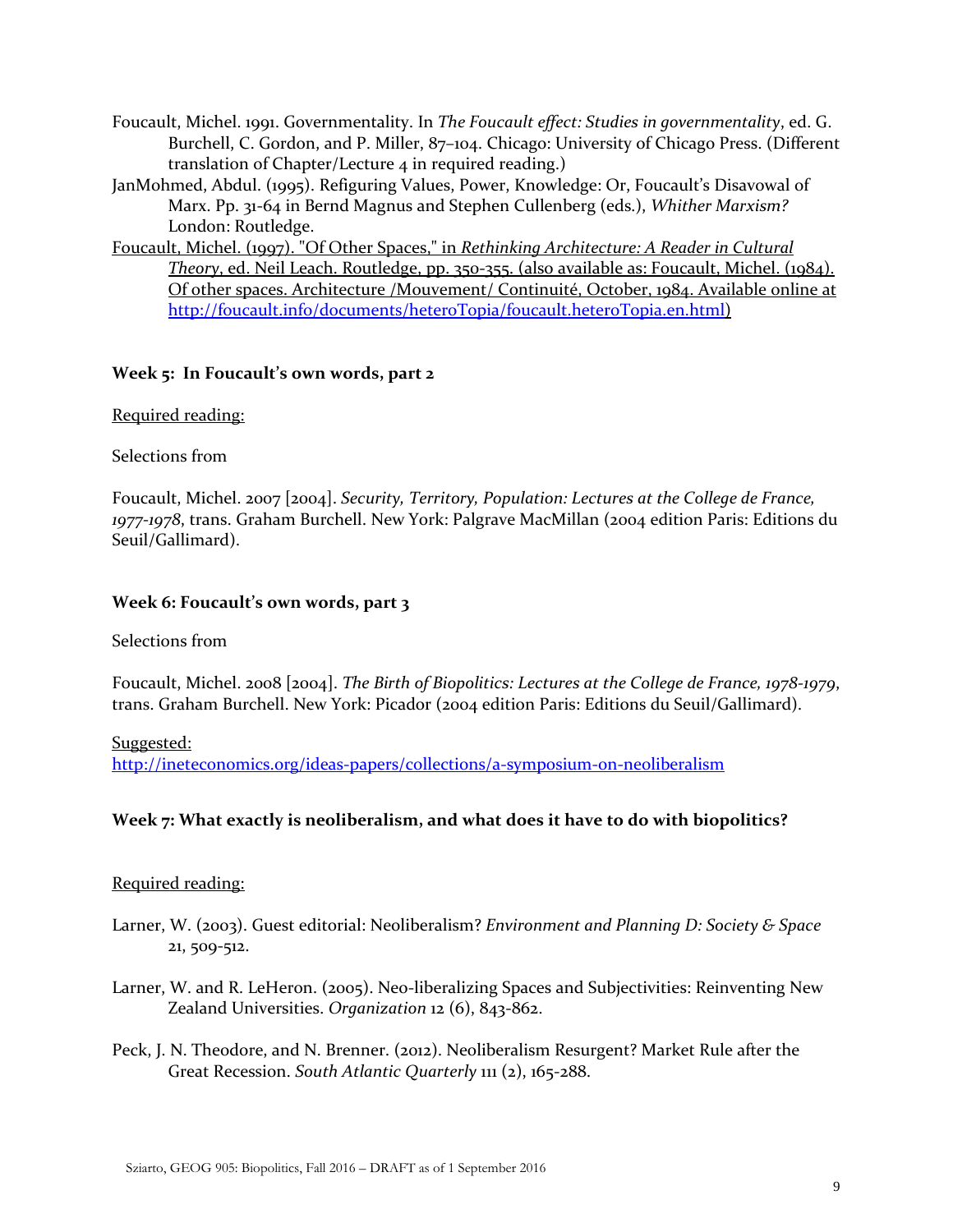Foucault, Michel. 1991. Governmentality. In *The Foucault effect: Studies in governmentality*, ed. G. Burchell, C. Gordon, and P. Miller, 87–104. Chicago: University of Chicago Press. (Different translation of Chapter/Lecture 4 in required reading.)

JanMohmed, Abdul. (1995). Refiguring Values, Power, Knowledge: Or, Foucault's Disavowal of Marx. Pp. 31-64 in Bernd Magnus and Stephen Cullenberg (eds.), *Whither Marxism?* London: Routledge.

Foucault, Michel. (1997). "Of Other Spaces," in *Rethinking Architecture: A Reader in Cultural Theory*, ed. Neil Leach. Routledge, pp. 350-355. (also available as: Foucault, Michel. (1984). Of other spaces. Architecture /Mouvement/ Continuité, October, 1984. Available online at http://foucault.info/documents/heteroTopia/foucault.heteroTopia.en.html)

**Week 5: In Foucault's own words, part 2**

Required reading:

Selections from

Foucault, Michel. 2007 [2004]. *Security, Territory, Population: Lectures at the College de France, 1977-1978*, trans. Graham Burchell. New York: Palgrave MacMillan (2004 edition Paris: Editions du Seuil/Gallimard).

**Week 6: Foucault's own words, part 3**

Selections from

Foucault, Michel. 2008 [2004]. *The Birth of Biopolitics: Lectures at the College de France, 1978-1979*, trans. Graham Burchell. New York: Picador (2004 edition Paris: Editions du Seuil/Gallimard).

Suggested:
http://ineteconomics.org/ideas-papers/collections/a-symposium-on-neoliberalism

**Week 7: What exactly is neoliberalism, and what does it have to do with biopolitics?**

Required reading:

Larner, W. (2003). Guest editorial: Neoliberalism? *Environment and Planning D: Society & Space* 21, 509-512.

Larner, W. and R. LeHeron. (2005). Neo-liberalizing Spaces and Subjectivities: Reinventing New Zealand Universities. *Organization* 12 (6), 843-862.

Peck, J. N. Theodore, and N. Brenner. (2012). Neoliberalism Resurgent? Market Rule after the Great Recession. *South Atlantic Quarterly* 111 (2), 165-288.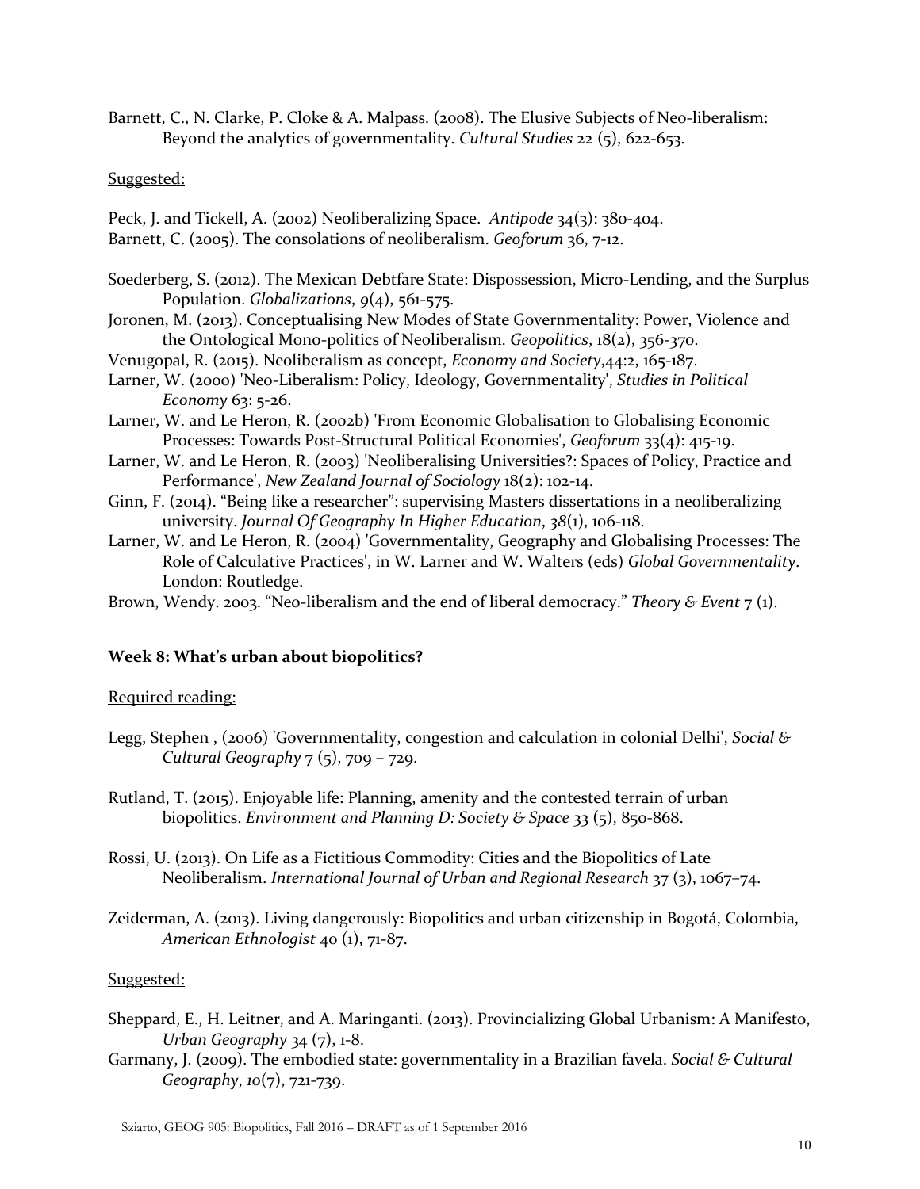Barnett, C., N. Clarke, P. Cloke & A. Malpass. (2008). The Elusive Subjects of Neo-liberalism: Beyond the analytics of governmentality. *Cultural Studies* 22 (5), 622-653.

Suggested:

Peck, J. and Tickell, A. (2002) Neoliberalizing Space. *Antipode* 34(3): 380-404.
Barnett, C. (2005). The consolations of neoliberalism. *Geoforum* 36, 7-12.

Soederberg, S. (2012). The Mexican Debtfare State: Dispossession, Micro-Lending, and the Surplus Population. *Globalizations*, *9*(4), 561-575.
Joronen, M. (2013). Conceptualising New Modes of State Governmentality: Power, Violence and the Ontological Mono-politics of Neoliberalism. *Geopolitics*, 18(2), 356-370.
Venugopal, R. (2015). Neoliberalism as concept, *Economy and Society*,44:2, 165-187.
Larner, W. (2000) 'Neo-Liberalism: Policy, Ideology, Governmentality', *Studies in Political Economy* 63: 5-26.
Larner, W. and Le Heron, R. (2002b) 'From Economic Globalisation to Globalising Economic Processes: Towards Post-Structural Political Economies', *Geoforum* 33(4): 415-19.
Larner, W. and Le Heron, R. (2003) 'Neoliberalising Universities?: Spaces of Policy, Practice and Performance', *New Zealand Journal of Sociology* 18(2): 102-14.
Ginn, F. (2014). "Being like a researcher": supervising Masters dissertations in a neoliberalizing university. *Journal Of Geography In Higher Education*, *38*(1), 106-118.
Larner, W. and Le Heron, R. (2004) 'Governmentality, Geography and Globalising Processes: The Role of Calculative Practices', in W. Larner and W. Walters (eds) *Global Governmentality*. London: Routledge.
Brown, Wendy. 2003. "Neo-liberalism and the end of liberal democracy." *Theory & Event* 7 (1).

### Week 8: What's urban about biopolitics?

Required reading:

Legg, Stephen , (2006) 'Governmentality, congestion and calculation in colonial Delhi', *Social & Cultural Geography* 7 (5), 709 – 729.

Rutland, T. (2015). Enjoyable life: Planning, amenity and the contested terrain of urban biopolitics. *Environment and Planning D: Society & Space* 33 (5), 850-868.

Rossi, U. (2013). On Life as a Fictitious Commodity: Cities and the Biopolitics of Late Neoliberalism. *International Journal of Urban and Regional Research* 37 (3), 1067–74.

Zeiderman, A. (2013). Living dangerously: Biopolitics and urban citizenship in Bogotá, Colombia, *American Ethnologist* 40 (1), 71-87.

Suggested:

Sheppard, E., H. Leitner, and A. Maringanti. (2013). Provincializing Global Urbanism: A Manifesto, *Urban Geography* 34 (7), 1-8.
Garmany, J. (2009). The embodied state: governmentality in a Brazilian favela. *Social & Cultural Geography*, *10*(7), 721-739.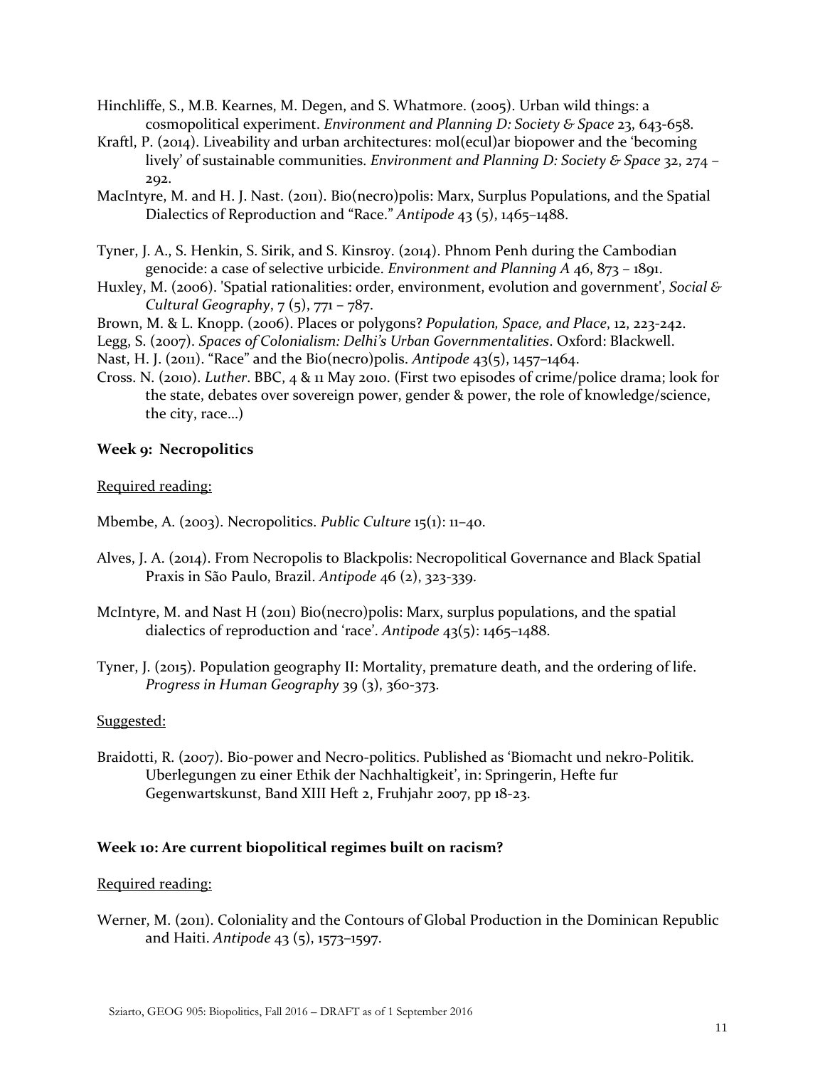Hinchliffe, S., M.B. Kearnes, M. Degen, and S. Whatmore. (2005). Urban wild things: a cosmopolitical experiment. *Environment and Planning D: Society & Space* 23, 643-658.

Kraftl, P. (2014). Liveability and urban architectures: mol(ecul)ar biopower and the 'becoming lively' of sustainable communities. *Environment and Planning D: Society & Space* 32, 274 – 292.

MacIntyre, M. and H. J. Nast. (2011). Bio(necro)polis: Marx, Surplus Populations, and the Spatial Dialectics of Reproduction and "Race." *Antipode* 43 (5), 1465–1488.

Tyner, J. A., S. Henkin, S. Sirik, and S. Kinsroy. (2014). Phnom Penh during the Cambodian genocide: a case of selective urbicide. *Environment and Planning A* 46, 873 – 1891.

Huxley, M. (2006). 'Spatial rationalities: order, environment, evolution and government', *Social & Cultural Geography*, 7 (5), 771 – 787.

Brown, M. & L. Knopp. (2006). Places or polygons? *Population, Space, and Place*, 12, 223-242.

Legg, S. (2007). *Spaces of Colonialism: Delhi's Urban Governmentalities*. Oxford: Blackwell.

Nast, H. J. (2011). "Race" and the Bio(necro)polis. *Antipode* 43(5), 1457–1464.

Cross. N. (2010). *Luther*. BBC, 4 & 11 May 2010. (First two episodes of crime/police drama; look for the state, debates over sovereign power, gender & power, the role of knowledge/science, the city, race...)

**Week 9: Necropolitics**

Required reading:

Mbembe, A. (2003). Necropolitics. *Public Culture* 15(1): 11–40.

Alves, J. A. (2014). From Necropolis to Blackpolis: Necropolitical Governance and Black Spatial Praxis in São Paulo, Brazil. *Antipode* 46 (2), 323-339.

McIntyre, M. and Nast H (2011) Bio(necro)polis: Marx, surplus populations, and the spatial dialectics of reproduction and 'race'. *Antipode* 43(5): 1465–1488.

Tyner, J. (2015). Population geography II: Mortality, premature death, and the ordering of life. *Progress in Human Geography* 39 (3), 360-373.

Suggested:

Braidotti, R. (2007). Bio-power and Necro-politics. Published as 'Biomacht und nekro-Politik. Uberlegungen zu einer Ethik der Nachhaltigkeit', in: Springerin, Hefte fur Gegenwartskunst, Band XIII Heft 2, Fruhjahr 2007, pp 18-23.

**Week 10: Are current biopolitical regimes built on racism?**

Required reading:

Werner, M. (2011). Coloniality and the Contours of Global Production in the Dominican Republic and Haiti. *Antipode* 43 (5), 1573–1597.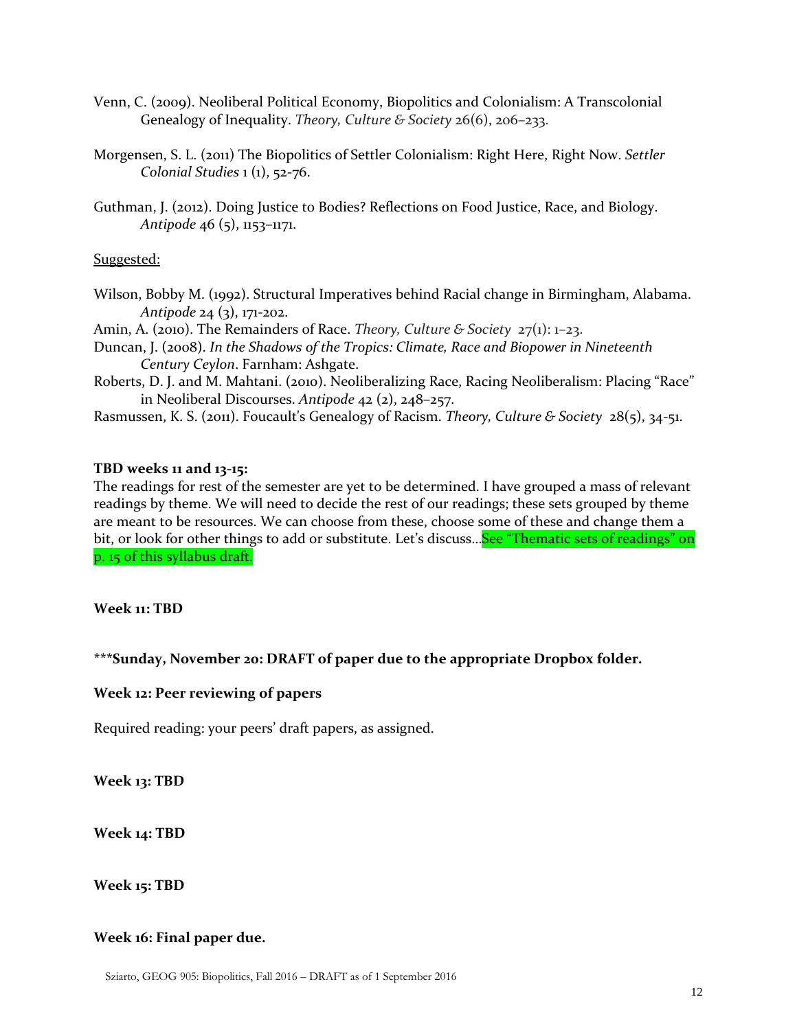Venn, C. (2009). Neoliberal Political Economy, Biopolitics and Colonialism: A Transcolonial Genealogy of Inequality. *Theory, Culture & Society* 26(6), 206–233.

Morgensen, S. L. (2011) The Biopolitics of Settler Colonialism: Right Here, Right Now. *Settler Colonial Studies* 1 (1), 52-76.

Guthman, J. (2012). Doing Justice to Bodies? Reflections on Food Justice, Race, and Biology. *Antipode* 46 (5), 1153–1171.

Suggested:

Wilson, Bobby M. (1992). Structural Imperatives behind Racial change in Birmingham, Alabama. *Antipode* 24 (3), 171-202.

Amin, A. (2010). The Remainders of Race. *Theory, Culture & Society* 27(1): 1–23.

Duncan, J. (2008). *In the Shadows of the Tropics: Climate, Race and Biopower in Nineteenth Century Ceylon*. Farnham: Ashgate.

Roberts, D. J. and M. Mahtani. (2010). Neoliberalizing Race, Racing Neoliberalism: Placing "Race" in Neoliberal Discourses. *Antipode* 42 (2), 248–257.

Rasmussen, K. S. (2011). Foucault's Genealogy of Racism. *Theory, Culture & Society* 28(5), 34-51.

**TBD weeks 11 and 13-15:**

The readings for rest of the semester are yet to be determined. I have grouped a mass of relevant readings by theme. We will need to decide the rest of our readings; these sets grouped by theme are meant to be resources. We can choose from these, choose some of these and change them a bit, or look for other things to add or substitute. Let's discuss…See "Thematic sets of readings" on p. 15 of this syllabus draft.

**Week 11: TBD**

***Sunday, November 20: DRAFT of paper due to the appropriate Dropbox folder.**

**Week 12: Peer reviewing of papers**

Required reading: your peers' draft papers, as assigned.

**Week 13: TBD**

**Week 14: TBD**

**Week 15: TBD**

**Week 16: Final paper due.**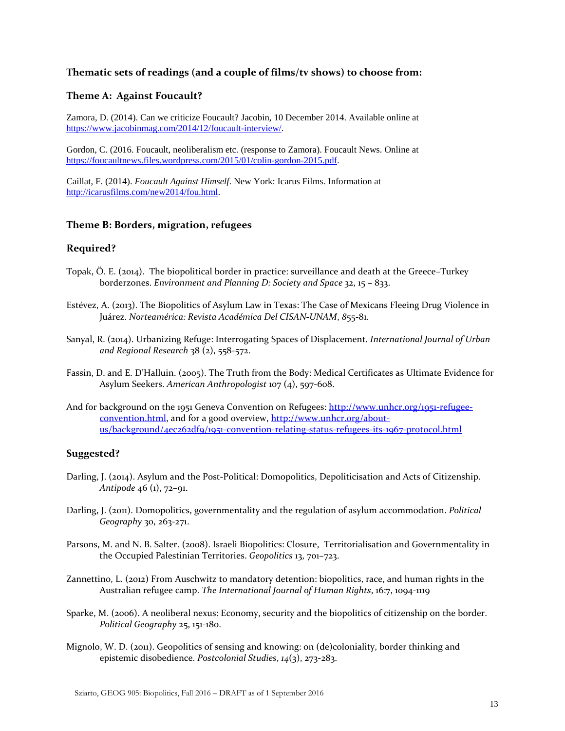### Thematic sets of readings (and a couple of films/tv shows) to choose from:

### Theme A: Against Foucault?

Zamora, D. (2014). Can we criticize Foucault? Jacobin, 10 December 2014. Available online at https://www.jacobinmag.com/2014/12/foucault-interview/.

Gordon, C. (2016. Foucault, neoliberalism etc. (response to Zamora). Foucault News. Online at https://foucaultnews.files.wordpress.com/2015/01/colin-gordon-2015.pdf.

Caillat, F. (2014). *Foucault Against Himself*. New York: Icarus Films. Information at http://icarusfilms.com/new2014/fou.html.

### Theme B: Borders, migration, refugees

#### Required?

Topak, Ö. E. (2014). The biopolitical border in practice: surveillance and death at the Greece–Turkey borderzones. *Environment and Planning D: Society and Space* 32, 15 – 833.

Estévez, A. (2013). The Biopolitics of Asylum Law in Texas: The Case of Mexicans Fleeing Drug Violence in Juárez. *Norteamérica: Revista Académica Del CISAN-UNAM*, 855-81.

Sanyal, R. (2014). Urbanizing Refuge: Interrogating Spaces of Displacement. *International Journal of Urban and Regional Research* 38 (2), 558-572.

Fassin, D. and E. D'Halluin. (2005). The Truth from the Body: Medical Certificates as Ultimate Evidence for Asylum Seekers. *American Anthropologist* 107 (4), 597-608.

And for background on the 1951 Geneva Convention on Refugees: http://www.unhcr.org/1951-refugee-convention.html, and for a good overview, http://www.unhcr.org/about-us/background/4ec262df9/1951-convention-relating-status-refugees-its-1967-protocol.html

#### Suggested?

Darling, J. (2014). Asylum and the Post-Political: Domopolitics, Depoliticisation and Acts of Citizenship. *Antipode* 46 (1), 72–91.

Darling, J. (2011). Domopolitics, governmentality and the regulation of asylum accommodation. *Political Geography* 30, 263-271.

Parsons, M. and N. B. Salter. (2008). Israeli Biopolitics: Closure, Territorialisation and Governmentality in the Occupied Palestinian Territories. *Geopolitics* 13, 701–723.

Zannettino, L. (2012) From Auschwitz to mandatory detention: biopolitics, race, and human rights in the Australian refugee camp. *The International Journal of Human Rights*, 16:7, 1094-1119

Sparke, M. (2006). A neoliberal nexus: Economy, security and the biopolitics of citizenship on the border. *Political Geography* 25, 151-180.

Mignolo, W. D. (2011). Geopolitics of sensing and knowing: on (de)coloniality, border thinking and epistemic disobedience. *Postcolonial Studies*, *14*(3), 273-283.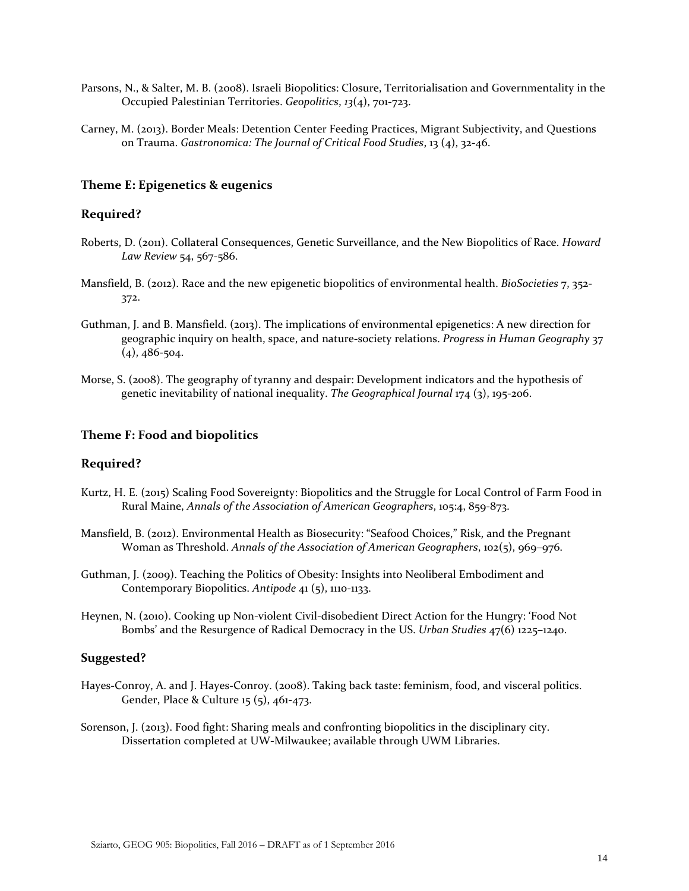Parsons, N., & Salter, M. B. (2008). Israeli Biopolitics: Closure, Territorialisation and Governmentality in the Occupied Palestinian Territories. *Geopolitics*, *13*(4), 701-723.

Carney, M. (2013). Border Meals: Detention Center Feeding Practices, Migrant Subjectivity, and Questions on Trauma. *Gastronomica: The Journal of Critical Food Studies*, 13 (4), 32-46.

### Theme E: Epigenetics & eugenics

### Required?

Roberts, D. (2011). Collateral Consequences, Genetic Surveillance, and the New Biopolitics of Race. *Howard Law Review* 54, 567-586.

Mansfield, B. (2012). Race and the new epigenetic biopolitics of environmental health. *BioSocieties* 7, 352-372.

Guthman, J. and B. Mansfield. (2013). The implications of environmental epigenetics: A new direction for geographic inquiry on health, space, and nature-society relations. *Progress in Human Geography* 37 (4), 486-504.

Morse, S. (2008). The geography of tyranny and despair: Development indicators and the hypothesis of genetic inevitability of national inequality. *The Geographical Journal* 174 (3), 195-206.

### Theme F: Food and biopolitics

### Required?

Kurtz, H. E. (2015) Scaling Food Sovereignty: Biopolitics and the Struggle for Local Control of Farm Food in Rural Maine, *Annals of the Association of American Geographers*, 105:4, 859-873.

Mansfield, B. (2012). Environmental Health as Biosecurity: "Seafood Choices," Risk, and the Pregnant Woman as Threshold. *Annals of the Association of American Geographers*, 102(5), 969–976.

Guthman, J. (2009). Teaching the Politics of Obesity: Insights into Neoliberal Embodiment and Contemporary Biopolitics. *Antipode* 41 (5), 1110-1133.

Heynen, N. (2010). Cooking up Non-violent Civil-disobedient Direct Action for the Hungry: 'Food Not Bombs' and the Resurgence of Radical Democracy in the US. *Urban Studies* 47(6) 1225–1240.

### Suggested?

Hayes-Conroy, A. and J. Hayes-Conroy. (2008). Taking back taste: feminism, food, and visceral politics. Gender, Place & Culture 15 (5), 461-473.

Sorenson, J. (2013). Food fight: Sharing meals and confronting biopolitics in the disciplinary city. Dissertation completed at UW-Milwaukee; available through UWM Libraries.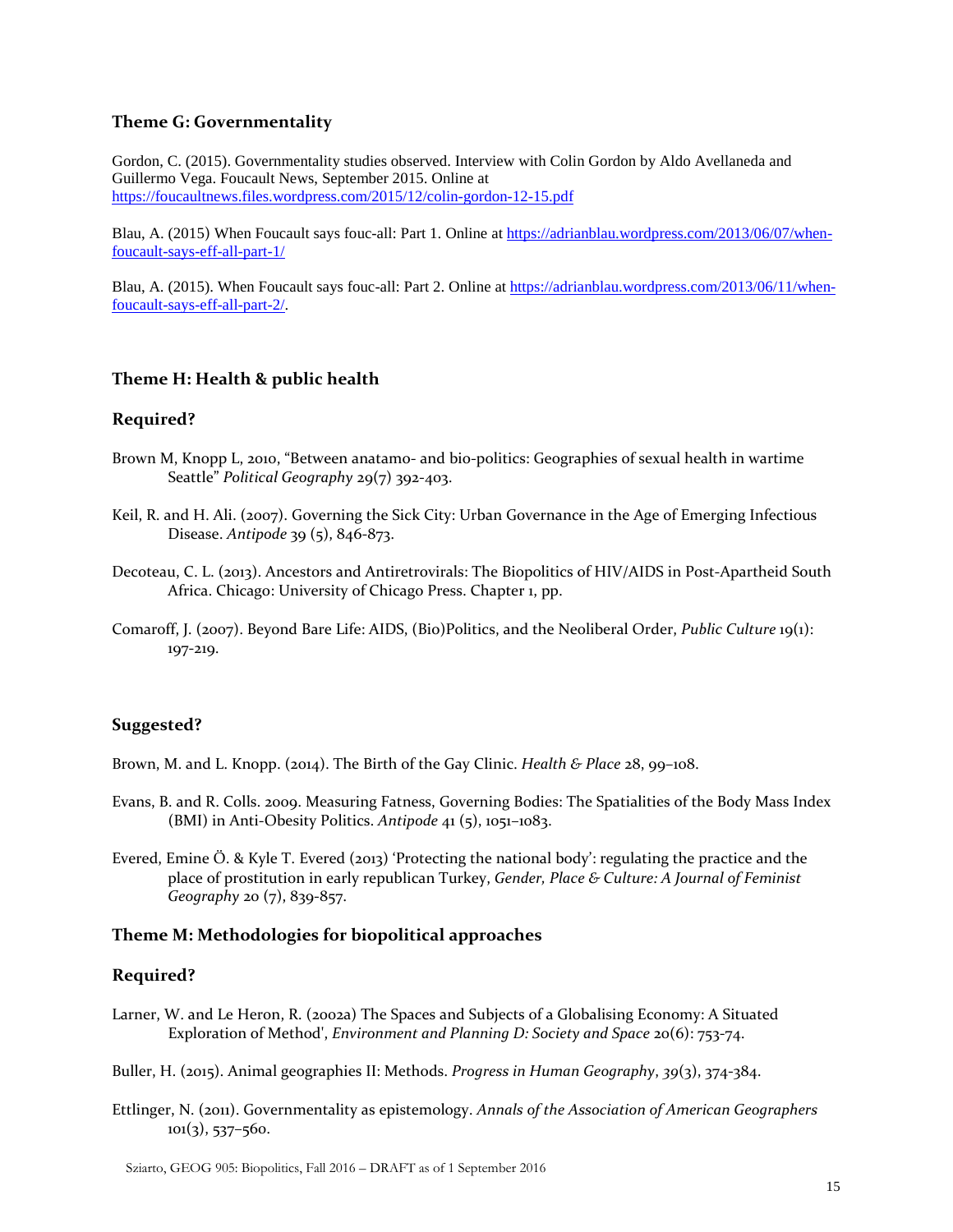### Theme G: Governmentality

Gordon, C. (2015). Governmentality studies observed. Interview with Colin Gordon by Aldo Avellaneda and Guillermo Vega. Foucault News, September 2015. Online at https://foucaultnews.files.wordpress.com/2015/12/colin-gordon-12-15.pdf

Blau, A. (2015) When Foucault says fouc-all: Part 1. Online at https://adrianblau.wordpress.com/2013/06/07/when-foucault-says-eff-all-part-1/

Blau, A. (2015). When Foucault says fouc-all: Part 2. Online at https://adrianblau.wordpress.com/2013/06/11/when-foucault-says-eff-all-part-2/.

### Theme H: Health & public health

#### Required?

Brown M, Knopp L, 2010, "Between anatamo- and bio-politics: Geographies of sexual health in wartime Seattle" *Political Geography* 29(7) 392-403.

Keil, R. and H. Ali. (2007). Governing the Sick City: Urban Governance in the Age of Emerging Infectious Disease. *Antipode* 39 (5), 846-873.

Decoteau, C. L. (2013). Ancestors and Antiretrovirals: The Biopolitics of HIV/AIDS in Post-Apartheid South Africa. Chicago: University of Chicago Press. Chapter 1, pp.

Comaroff, J. (2007). Beyond Bare Life: AIDS, (Bio)Politics, and the Neoliberal Order, *Public Culture* 19(1): 197-219.

#### Suggested?

Brown, M. and L. Knopp. (2014). The Birth of the Gay Clinic. *Health & Place* 28, 99–108.

Evans, B. and R. Colls. 2009. Measuring Fatness, Governing Bodies: The Spatialities of the Body Mass Index (BMI) in Anti-Obesity Politics. *Antipode* 41 (5), 1051–1083.

Evered, Emine Ö. & Kyle T. Evered (2013) 'Protecting the national body': regulating the practice and the place of prostitution in early republican Turkey, *Gender, Place & Culture: A Journal of Feminist Geography* 20 (7), 839-857.

### Theme M: Methodologies for biopolitical approaches

#### Required?

Larner, W. and Le Heron, R. (2002a) The Spaces and Subjects of a Globalising Economy: A Situated Exploration of Method', *Environment and Planning D: Society and Space* 20(6): 753-74.

Buller, H. (2015). Animal geographies II: Methods. *Progress in Human Geography*, *39*(3), 374-384.

Ettlinger, N. (2011). Governmentality as epistemology. *Annals of the Association of American Geographers* 101(3), 537–560.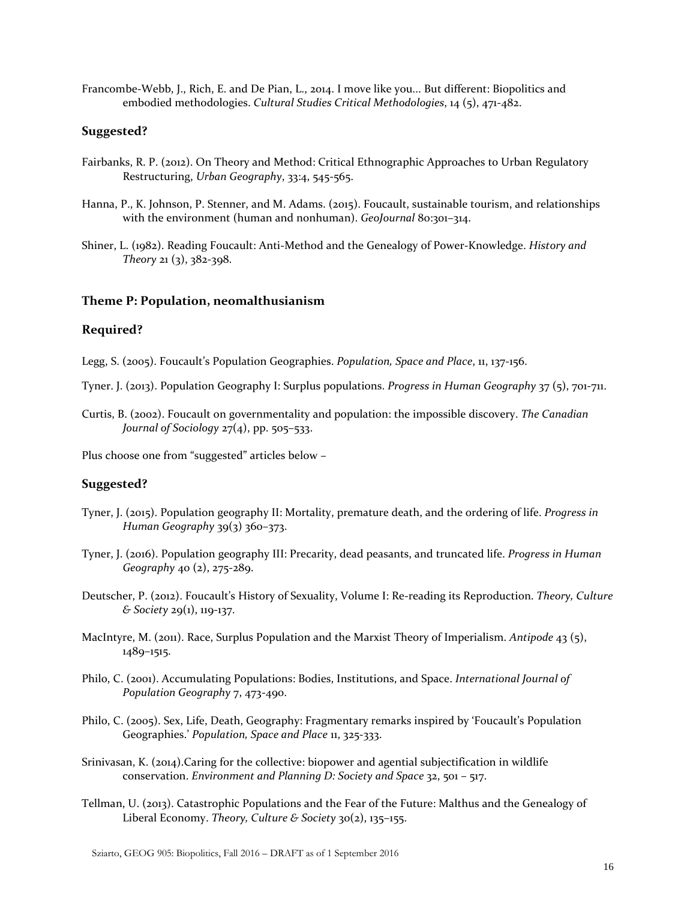Francombe-Webb, J., Rich, E. and De Pian, L., 2014. I move like you... But different: Biopolitics and embodied methodologies. *Cultural Studies Critical Methodologies*, 14 (5), 471-482.

### Suggested?

Fairbanks, R. P. (2012). On Theory and Method: Critical Ethnographic Approaches to Urban Regulatory Restructuring, *Urban Geography*, 33:4, 545-565.

Hanna, P., K. Johnson, P. Stenner, and M. Adams. (2015). Foucault, sustainable tourism, and relationships with the environment (human and nonhuman). *GeoJournal* 80:301–314.

Shiner, L. (1982). Reading Foucault: Anti-Method and the Genealogy of Power-Knowledge. *History and Theory* 21 (3), 382-398.

### Theme P: Population, neomalthusianism

### Required?

Legg, S. (2005). Foucault's Population Geographies. *Population, Space and Place*, 11, 137-156.

Tyner. J. (2013). Population Geography I: Surplus populations. *Progress in Human Geography* 37 (5), 701-711.

Curtis, B. (2002). Foucault on governmentality and population: the impossible discovery. *The Canadian Journal of Sociology* 27(4), pp. 505–533.

Plus choose one from "suggested" articles below –

### Suggested?

Tyner, J. (2015). Population geography II: Mortality, premature death, and the ordering of life. *Progress in Human Geography* 39(3) 360–373.

Tyner, J. (2016). Population geography III: Precarity, dead peasants, and truncated life. *Progress in Human Geography* 40 (2), 275-289.

Deutscher, P. (2012). Foucault's History of Sexuality, Volume I: Re-reading its Reproduction. *Theory, Culture & Society* 29(1), 119-137.

MacIntyre, M. (2011). Race, Surplus Population and the Marxist Theory of Imperialism. *Antipode* 43 (5), 1489–1515.

Philo, C. (2001). Accumulating Populations: Bodies, Institutions, and Space. *International Journal of Population Geography* 7, 473-490.

Philo, C. (2005). Sex, Life, Death, Geography: Fragmentary remarks inspired by 'Foucault's Population Geographies.' *Population, Space and Place* 11, 325-333.

Srinivasan, K. (2014).Caring for the collective: biopower and agential subjectification in wildlife conservation. *Environment and Planning D: Society and Space* 32, 501 – 517.

Tellman, U. (2013). Catastrophic Populations and the Fear of the Future: Malthus and the Genealogy of Liberal Economy. *Theory, Culture & Society* 30(2), 135–155.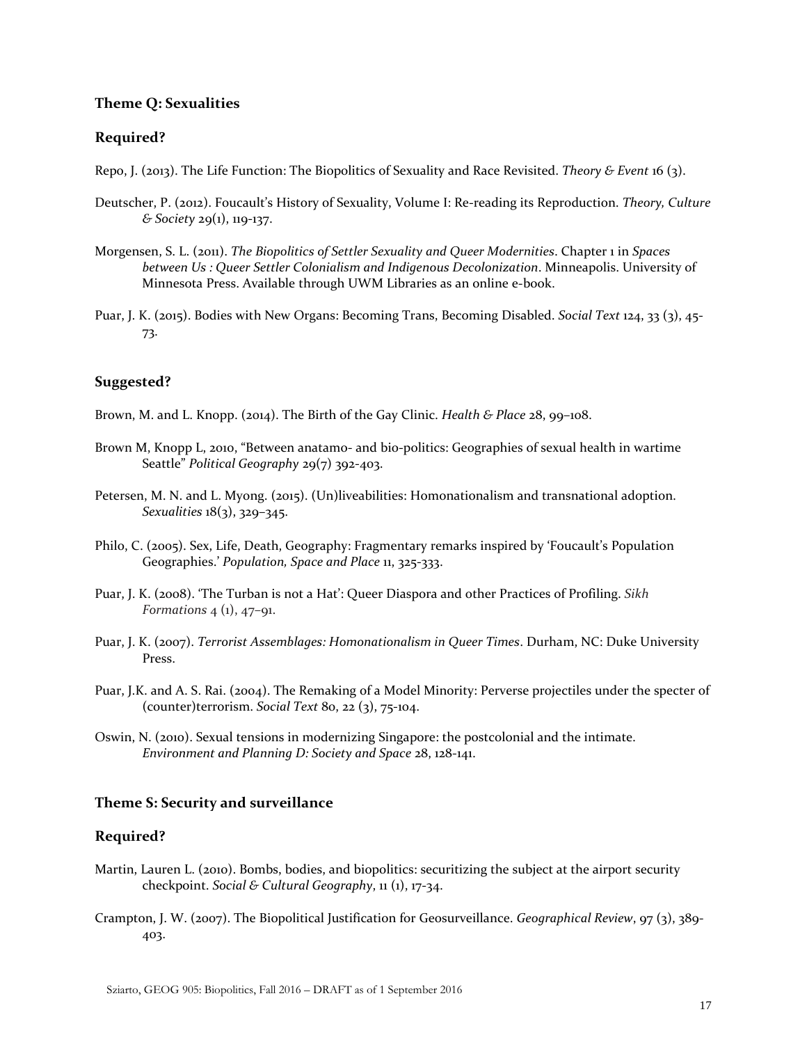### Theme Q: Sexualities

#### Required?

Repo, J. (2013). The Life Function: The Biopolitics of Sexuality and Race Revisited. *Theory & Event* 16 (3).

Deutscher, P. (2012). Foucault's History of Sexuality, Volume I: Re-reading its Reproduction. *Theory, Culture & Society* 29(1), 119-137.

Morgensen, S. L. (2011). *The Biopolitics of Settler Sexuality and Queer Modernities*. Chapter 1 in *Spaces between Us : Queer Settler Colonialism and Indigenous Decolonization*. Minneapolis. University of Minnesota Press. Available through UWM Libraries as an online e-book.

Puar, J. K. (2015). Bodies with New Organs: Becoming Trans, Becoming Disabled. *Social Text* 124, 33 (3), 45-73.

#### Suggested?

Brown, M. and L. Knopp. (2014). The Birth of the Gay Clinic. *Health & Place* 28, 99–108.

Brown M, Knopp L, 2010, "Between anatamo- and bio-politics: Geographies of sexual health in wartime Seattle" *Political Geography* 29(7) 392-403.

Petersen, M. N. and L. Myong. (2015). (Un)liveabilities: Homonationalism and transnational adoption. *Sexualities* 18(3), 329–345.

Philo, C. (2005). Sex, Life, Death, Geography: Fragmentary remarks inspired by 'Foucault's Population Geographies.' *Population, Space and Place* 11, 325-333.

Puar, J. K. (2008). 'The Turban is not a Hat': Queer Diaspora and other Practices of Profiling. *Sikh Formations* 4 (1), 47–91.

Puar, J. K. (2007). *Terrorist Assemblages: Homonationalism in Queer Times*. Durham, NC: Duke University Press.

Puar, J.K. and A. S. Rai. (2004). The Remaking of a Model Minority: Perverse projectiles under the specter of (counter)terrorism. *Social Text* 80, 22 (3), 75-104.

Oswin, N. (2010). Sexual tensions in modernizing Singapore: the postcolonial and the intimate. *Environment and Planning D: Society and Space* 28, 128-141.

### Theme S: Security and surveillance

#### Required?

Martin, Lauren L. (2010). Bombs, bodies, and biopolitics: securitizing the subject at the airport security checkpoint. *Social & Cultural Geography*, 11 (1), 17-34.

Crampton, J. W. (2007). The Biopolitical Justification for Geosurveillance. *Geographical Review*, 97 (3), 389-403.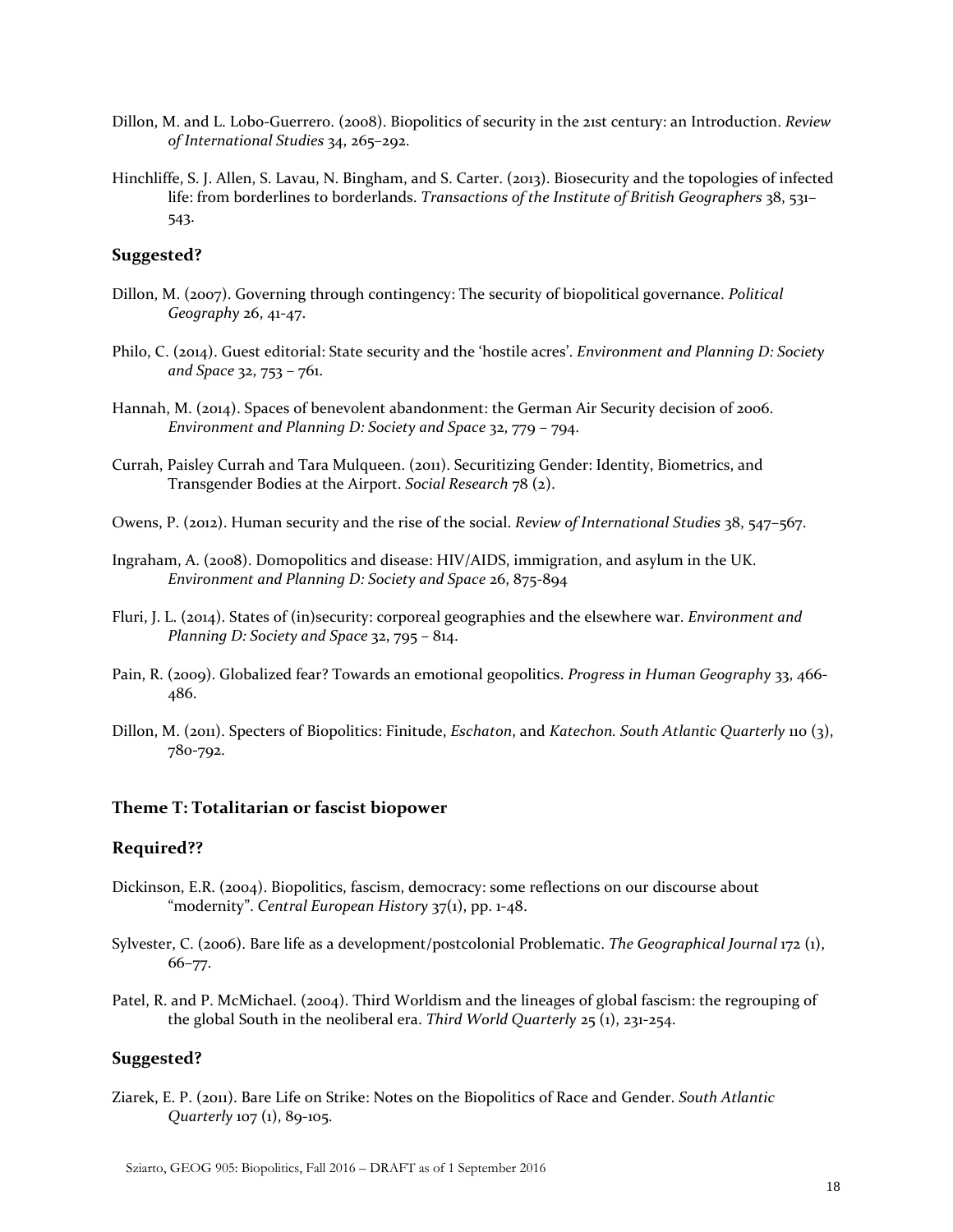Dillon, M. and L. Lobo-Guerrero. (2008). Biopolitics of security in the 21st century: an Introduction. *Review of International Studies* 34, 265–292.

Hinchliffe, S. J. Allen, S. Lavau, N. Bingham, and S. Carter. (2013). Biosecurity and the topologies of infected life: from borderlines to borderlands. *Transactions of the Institute of British Geographers* 38, 531–543.

### Suggested?

Dillon, M. (2007). Governing through contingency: The security of biopolitical governance. *Political Geography* 26, 41-47.

Philo, C. (2014). Guest editorial: State security and the 'hostile acres'. *Environment and Planning D: Society and Space* 32, 753 – 761.

Hannah, M. (2014). Spaces of benevolent abandonment: the German Air Security decision of 2006. *Environment and Planning D: Society and Space* 32, 779 – 794.

Currah, Paisley Currah and Tara Mulqueen. (2011). Securitizing Gender: Identity, Biometrics, and Transgender Bodies at the Airport. *Social Research* 78 (2).

Owens, P. (2012). Human security and the rise of the social. *Review of International Studies* 38, 547–567.

Ingraham, A. (2008). Domopolitics and disease: HIV/AIDS, immigration, and asylum in the UK. *Environment and Planning D: Society and Space* 26, 875-894

Fluri, J. L. (2014). States of (in)security: corporeal geographies and the elsewhere war. *Environment and Planning D: Society and Space* 32, 795 – 814.

Pain, R. (2009). Globalized fear? Towards an emotional geopolitics. *Progress in Human Geography* 33, 466-486.

Dillon, M. (2011). Specters of Biopolitics: Finitude, *Eschaton*, and *Katechon. South Atlantic Quarterly* 110 (3), 780-792.

### Theme T: Totalitarian or fascist biopower

### Required??

Dickinson, E.R. (2004). Biopolitics, fascism, democracy: some reflections on our discourse about "modernity". *Central European History* 37(1), pp. 1-48.

Sylvester, C. (2006). Bare life as a development/postcolonial Problematic. *The Geographical Journal* 172 (1), 66–77.

Patel, R. and P. McMichael. (2004). Third Worldism and the lineages of global fascism: the regrouping of the global South in the neoliberal era. *Third World Quarterly* 25 (1), 231-254.

### Suggested?

Ziarek, E. P. (2011). Bare Life on Strike: Notes on the Biopolitics of Race and Gender. *South Atlantic Quarterly* 107 (1), 89-105.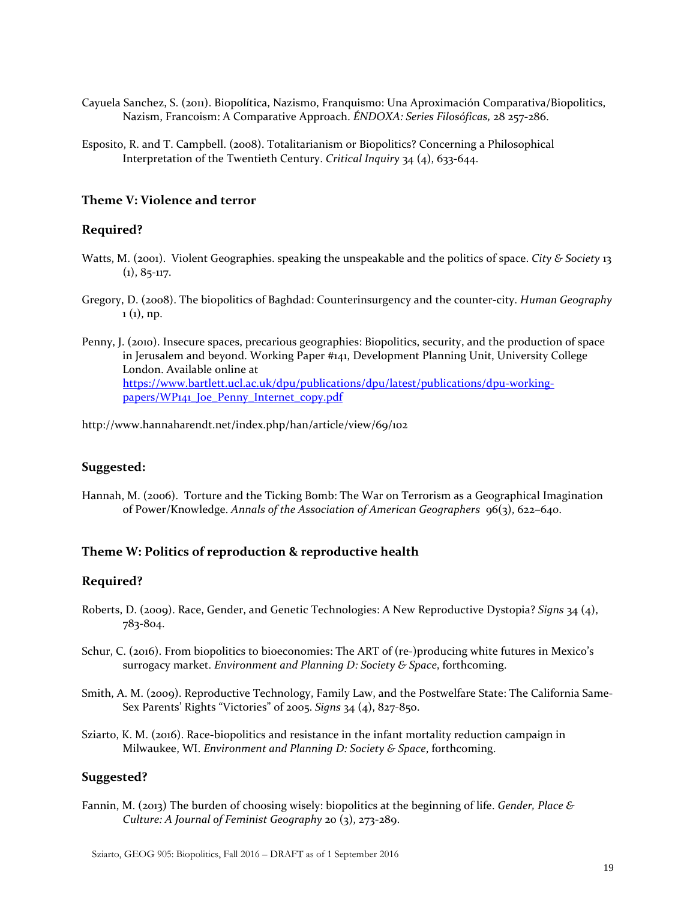Cayuela Sanchez, S. (2011). Biopolítica, Nazismo, Franquismo: Una Aproximación Comparativa/Biopolitics, Nazism, Francoism: A Comparative Approach. *ÉNDOXA: Series Filosóficas,* 28 257-286.

Esposito, R. and T. Campbell. (2008). Totalitarianism or Biopolitics? Concerning a Philosophical Interpretation of the Twentieth Century. *Critical Inquiry* 34 (4), 633-644.

### Theme V: Violence and terror

### Required?

Watts, M. (2001). Violent Geographies. speaking the unspeakable and the politics of space. *City & Society* 13 (1), 85-117.

Gregory, D. (2008). The biopolitics of Baghdad: Counterinsurgency and the counter-city. *Human Geography* 1 (1), np.

Penny, J. (2010). Insecure spaces, precarious geographies: Biopolitics, security, and the production of space in Jerusalem and beyond. Working Paper #141, Development Planning Unit, University College London. Available online at [https://www.bartlett.ucl.ac.uk/dpu/publications/dpu/latest/publications/dpu-working-papers/WP141_Joe_Penny_Internet_copy.pdf](https://www.bartlett.ucl.ac.uk/dpu/publications/dpu/latest/publications/dpu-working-papers/WP141_Joe_Penny_Internet_copy.pdf)

http://www.hannaharendt.net/index.php/han/article/view/69/102

### Suggested:

Hannah, M. (2006). Torture and the Ticking Bomb: The War on Terrorism as a Geographical Imagination of Power/Knowledge. *Annals of the Association of American Geographers* 96(3), 622–640.

### Theme W: Politics of reproduction & reproductive health

### Required?

Roberts, D. (2009). Race, Gender, and Genetic Technologies: A New Reproductive Dystopia? *Signs* 34 (4), 783-804.

Schur, C. (2016). From biopolitics to bioeconomies: The ART of (re-)producing white futures in Mexico's surrogacy market. *Environment and Planning D: Society & Space*, forthcoming.

Smith, A. M. (2009). Reproductive Technology, Family Law, and the Postwelfare State: The California Same-Sex Parents' Rights "Victories" of 2005. *Signs* 34 (4), 827-850.

Sziarto, K. M. (2016). Race-biopolitics and resistance in the infant mortality reduction campaign in Milwaukee, WI. *Environment and Planning D: Society & Space*, forthcoming.

### Suggested?

Fannin, M. (2013) The burden of choosing wisely: biopolitics at the beginning of life. *Gender, Place & Culture: A Journal of Feminist Geography* 20 (3), 273-289.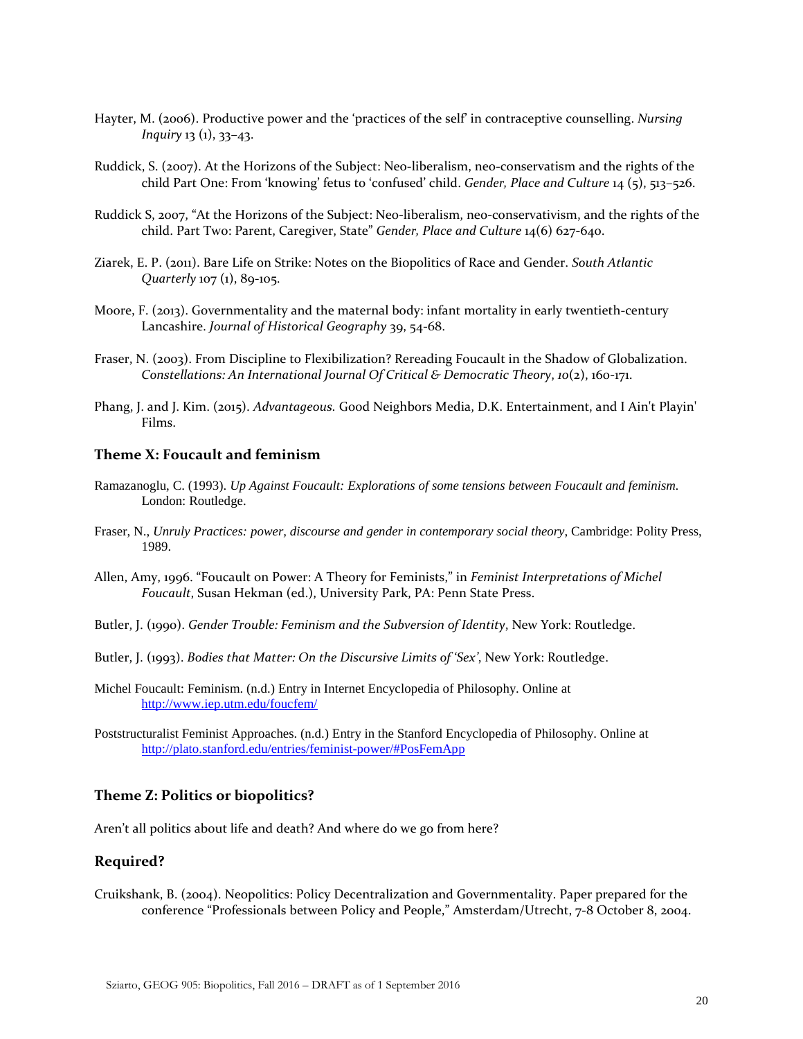Hayter, M. (2006). Productive power and the 'practices of the self' in contraceptive counselling. *Nursing Inquiry* 13 (1), 33–43.

Ruddick, S. (2007). At the Horizons of the Subject: Neo-liberalism, neo-conservatism and the rights of the child Part One: From 'knowing' fetus to 'confused' child. *Gender, Place and Culture* 14 (5), 513–526.

Ruddick S, 2007, "At the Horizons of the Subject: Neo-liberalism, neo-conservativism, and the rights of the child. Part Two: Parent, Caregiver, State" *Gender, Place and Culture* 14(6) 627-640.

Ziarek, E. P. (2011). Bare Life on Strike: Notes on the Biopolitics of Race and Gender. *South Atlantic Quarterly* 107 (1), 89-105.

Moore, F. (2013). Governmentality and the maternal body: infant mortality in early twentieth-century Lancashire. *Journal of Historical Geography* 39, 54-68.

Fraser, N. (2003). From Discipline to Flexibilization? Rereading Foucault in the Shadow of Globalization. *Constellations: An International Journal Of Critical & Democratic Theory*, *10*(2), 160-171.

Phang, J. and J. Kim. (2015). *Advantageous.* Good Neighbors Media, D.K. Entertainment, and I Ain't Playin' Films.

### Theme X: Foucault and feminism

Ramazanoglu, C. (1993). *Up Against Foucault: Explorations of some tensions between Foucault and feminism.* London: Routledge.

Fraser, N., *Unruly Practices: power, discourse and gender in contemporary social theory*, Cambridge: Polity Press, 1989.

Allen, Amy, 1996. "Foucault on Power: A Theory for Feminists," in *Feminist Interpretations of Michel Foucault*, Susan Hekman (ed.), University Park, PA: Penn State Press.

Butler, J. (1990). *Gender Trouble: Feminism and the Subversion of Identity*, New York: Routledge.

Butler, J. (1993). *Bodies that Matter: On the Discursive Limits of 'Sex'*, New York: Routledge.

Michel Foucault: Feminism. (n.d.) Entry in Internet Encyclopedia of Philosophy. Online at http://www.iep.utm.edu/foucfem/

Poststructuralist Feminist Approaches. (n.d.) Entry in the Stanford Encyclopedia of Philosophy. Online at http://plato.stanford.edu/entries/feminist-power/#PosFemApp

### Theme Z: Politics or biopolitics?

Aren't all politics about life and death? And where do we go from here?

### Required?

Cruikshank, B. (2004). Neopolitics: Policy Decentralization and Governmentality. Paper prepared for the conference "Professionals between Policy and People," Amsterdam/Utrecht, 7-8 October 8, 2004.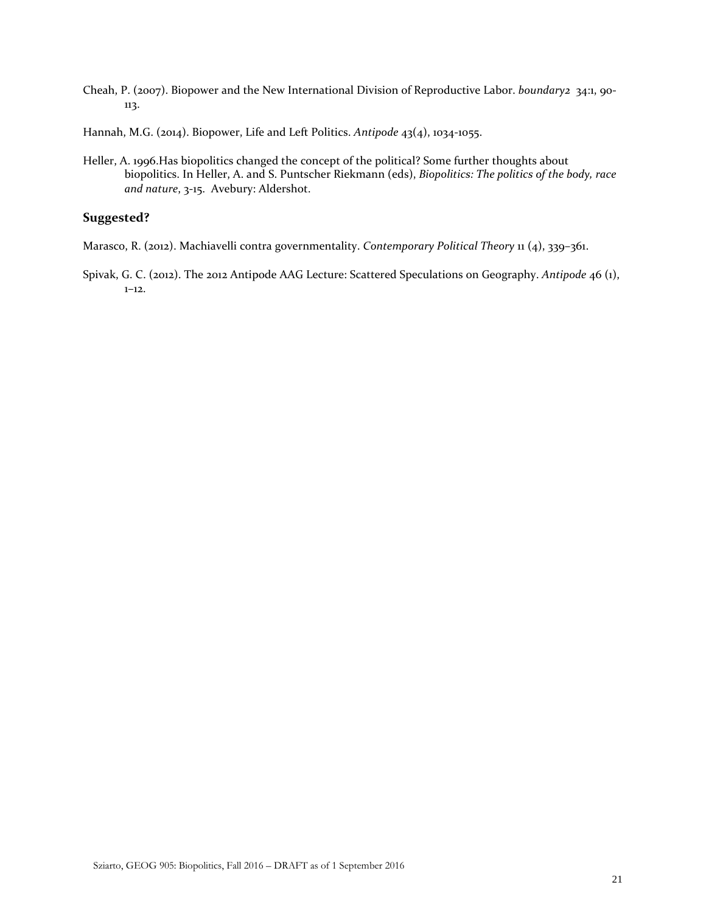Cheah, P. (2007). Biopower and the New International Division of Reproductive Labor. *boundary2* 34:1, 90-113.

Hannah, M.G. (2014). Biopower, Life and Left Politics. *Antipode* 43(4), 1034-1055.

Heller, A. 1996.Has biopolitics changed the concept of the political? Some further thoughts about biopolitics. In Heller, A. and S. Puntscher Riekmann (eds), *Biopolitics: The politics of the body, race and nature*, 3-15. Avebury: Aldershot.

### Suggested?

Marasco, R. (2012). Machiavelli contra governmentality. *Contemporary Political Theory* 11 (4), 339–361.

Spivak, G. C. (2012). The 2012 Antipode AAG Lecture: Scattered Speculations on Geography. *Antipode* 46 (1), 1–12.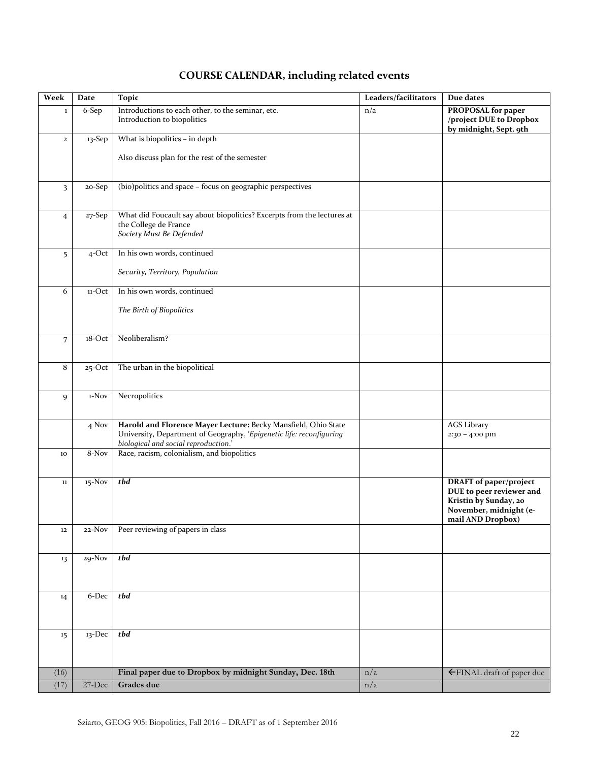## COURSE CALENDAR, including related events

| Week | Date | Topic | Leaders/facilitators | Due dates |
|---|---|---|---|---|
| 1 | 6-Sep | Introductions to each other, to the seminar, etc.<br>Introduction to biopolitics | n/a | **PROPOSAL for paper /project DUE to Dropbox by midnight, Sept. 9th** |
| 2 | 13-Sep | What is biopolitics – in depth<br><br>Also discuss plan for the rest of the semester | | |
| 3 | 20-Sep | (bio)politics and space – focus on geographic perspectives | | |
| 4 | 27-Sep | What did Foucault say about biopolitics? Excerpts from the lectures at the College de France<br>*Society Must Be Defended* | | |
| 5 | 4-Oct | In his own words, continued<br><br>*Security, Territory, Population* | | |
| 6 | 11-Oct | In his own words, continued<br><br>*The Birth of Biopolitics* | | |
| 7 | 18-Oct | Neoliberalism? | | |
| 8 | 25-Oct | The urban in the biopolitical | | |
| 9 | 1-Nov | Necropolitics | | |
| | 4 Nov | **Harold and Florence Mayer Lecture:** Becky Mansfield, Ohio State University, Department of Geography, '*Epigenetic life: reconfiguring biological and social reproduction*.' | | AGS Library<br>2:30 – 4:00 pm |
| 10 | 8-Nov | Race, racism, colonialism, and biopolitics | | |
| 11 | 15-Nov | ***tbd*** | | **DRAFT of paper/project DUE to peer reviewer and Kristin by Sunday, 20 November, midnight (e-mail AND Dropbox)** |
| 12 | 22-Nov | Peer reviewing of papers in class | | |
| 13 | 29-Nov | ***tbd*** | | |
| 14 | 6-Dec | ***tbd*** | | |
| 15 | 13-Dec | ***tbd*** | | |
| (16) | | **Final paper due to Dropbox by midnight Sunday, Dec. 18th** | n/a | ←FINAL draft of paper due |
| (17) | 27-Dec | **Grades due** | n/a | |